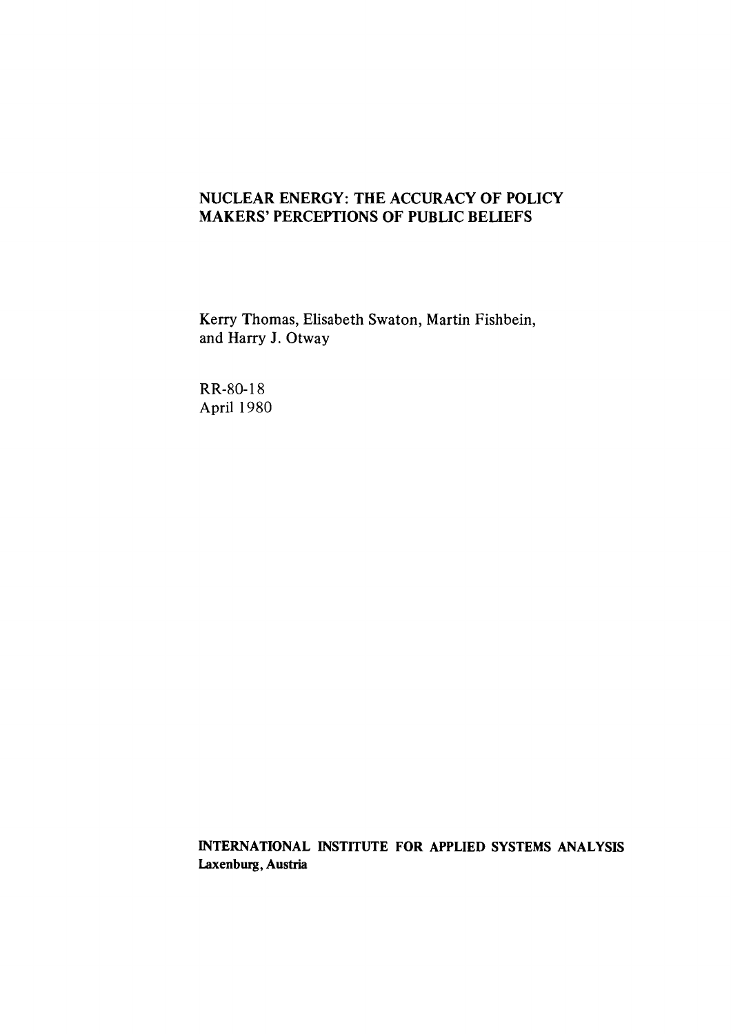# NUCLEAR ENERGY: THE ACCURACY OF POLICY MAKERS' PERCEPTIONS OF PUBLIC BELIEFS

Kerry Thomas, Elisabeth Swaton, Martin Fishbein, and Harry J. Otway

RR-80-18
April 1980

**INTERNATIONAL INSTITUTE FOR APPLIED SYSTEMS ANALYSIS**
**Laxenburg, Austria**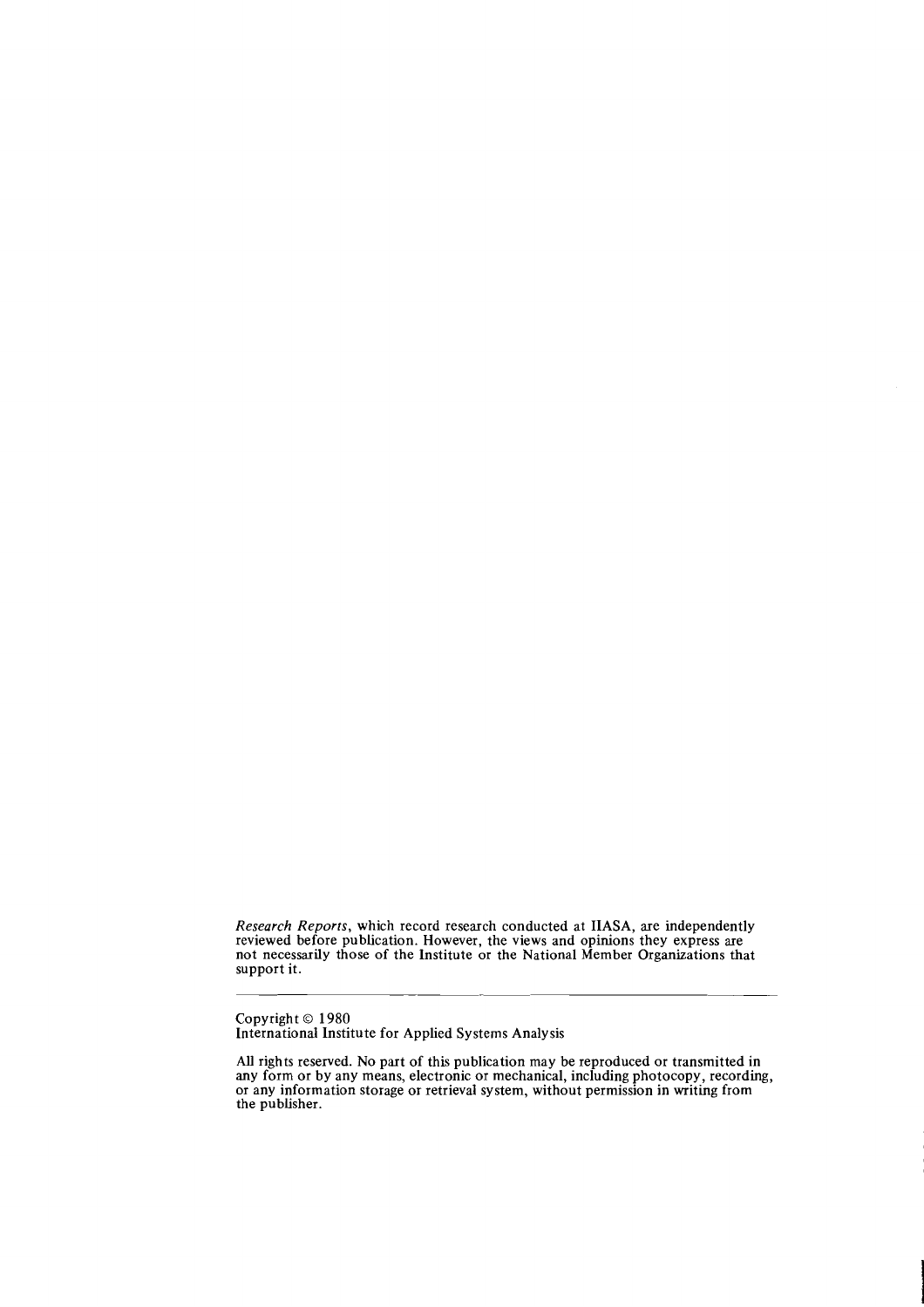*Research Reports*, which record research conducted at IIASA, are independently reviewed before publication. However, the views and opinions they express are not necessarily those of the Institute or the National Member Organizations that support it.

---

Copyright © 1980
International Institute for Applied Systems Analysis

All rights reserved. No part of this publication may be reproduced or transmitted in any form or by any means, electronic or mechanical, including photocopy, recording, or any information storage or retrieval system, without permission in writing from the publisher.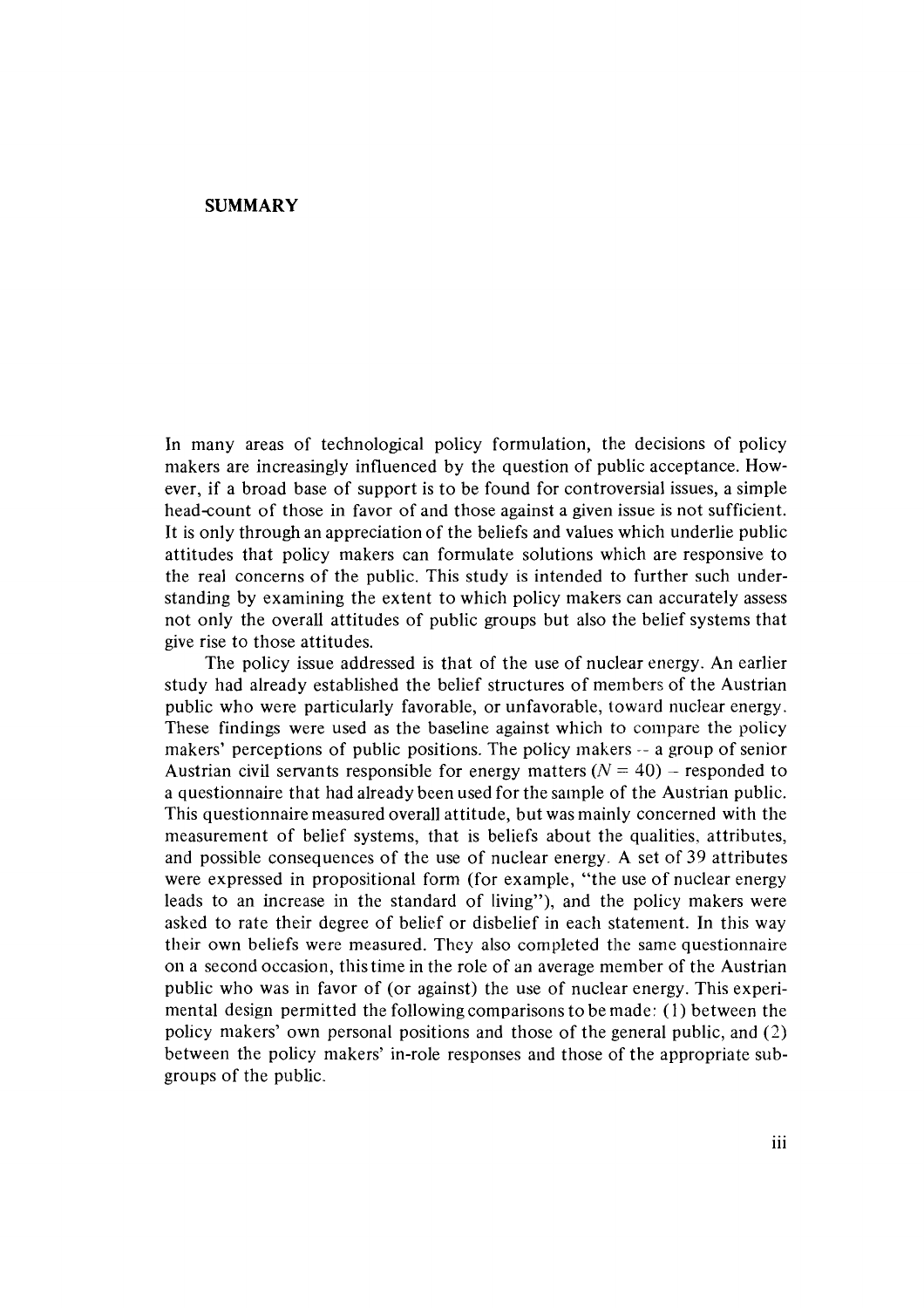## SUMMARY

In many areas of technological policy formulation, the decisions of policy makers are increasingly influenced by the question of public acceptance. However, if a broad base of support is to be found for controversial issues, a simple head-count of those in favor of and those against a given issue is not sufficient. It is only through an appreciation of the beliefs and values which underlie public attitudes that policy makers can formulate solutions which are responsive to the real concerns of the public. This study is intended to further such understanding by examining the extent to which policy makers can accurately assess not only the overall attitudes of public groups but also the belief systems that give rise to those attitudes.

The policy issue addressed is that of the use of nuclear energy. An earlier study had already established the belief structures of members of the Austrian public who were particularly favorable, or unfavorable, toward nuclear energy. These findings were used as the baseline against which to compare the policy makers' perceptions of public positions. The policy makers -- a group of senior Austrian civil servants responsible for energy matters ($N = 40$) -- responded to a questionnaire that had already been used for the sample of the Austrian public. This questionnaire measured overall attitude, but was mainly concerned with the measurement of belief systems, that is beliefs about the qualities, attributes, and possible consequences of the use of nuclear energy. A set of 39 attributes were expressed in propositional form (for example, "the use of nuclear energy leads to an increase in the standard of living"), and the policy makers were asked to rate their degree of belief or disbelief in each statement. In this way their own beliefs were measured. They also completed the same questionnaire on a second occasion, this time in the role of an average member of the Austrian public who was in favor of (or against) the use of nuclear energy. This experimental design permitted the following comparisons to be made: (1) between the policy makers' own personal positions and those of the general public, and (2) between the policy makers' in-role responses and those of the appropriate subgroups of the public.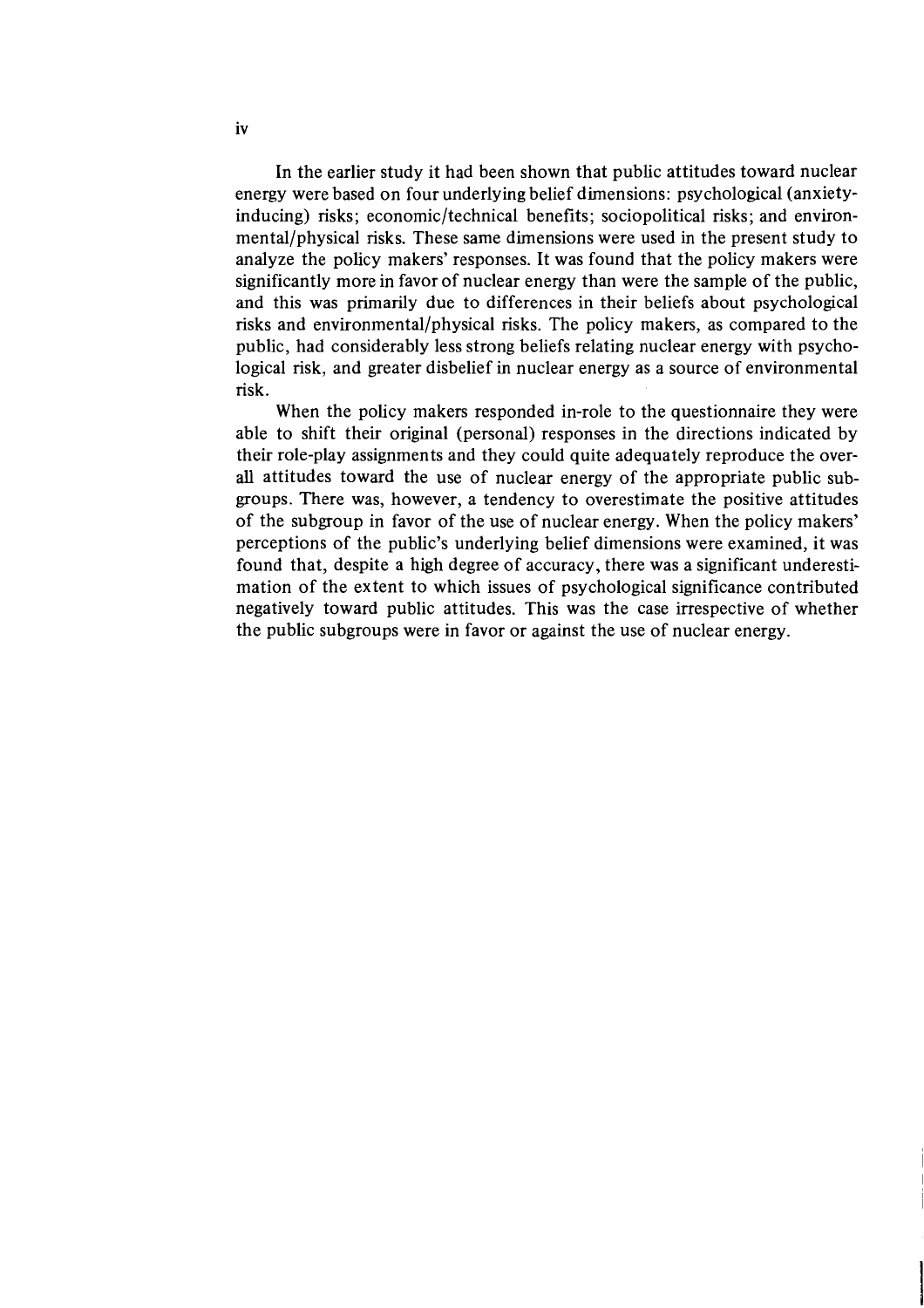In the earlier study it had been shown that public attitudes toward nuclear energy were based on four underlying belief dimensions: psychological (anxiety-inducing) risks; economic/technical benefits; sociopolitical risks; and environmental/physical risks. These same dimensions were used in the present study to analyze the policy makers' responses. It was found that the policy makers were significantly more in favor of nuclear energy than were the sample of the public, and this was primarily due to differences in their beliefs about psychological risks and environmental/physical risks. The policy makers, as compared to the public, had considerably less strong beliefs relating nuclear energy with psychological risk, and greater disbelief in nuclear energy as a source of environmental risk.

When the policy makers responded in-role to the questionnaire they were able to shift their original (personal) responses in the directions indicated by their role-play assignments and they could quite adequately reproduce the overall attitudes toward the use of nuclear energy of the appropriate public subgroups. There was, however, a tendency to overestimate the positive attitudes of the subgroup in favor of the use of nuclear energy. When the policy makers' perceptions of the public's underlying belief dimensions were examined, it was found that, despite a high degree of accuracy, there was a significant underestimation of the extent to which issues of psychological significance contributed negatively toward public attitudes. This was the case irrespective of whether the public subgroups were in favor or against the use of nuclear energy.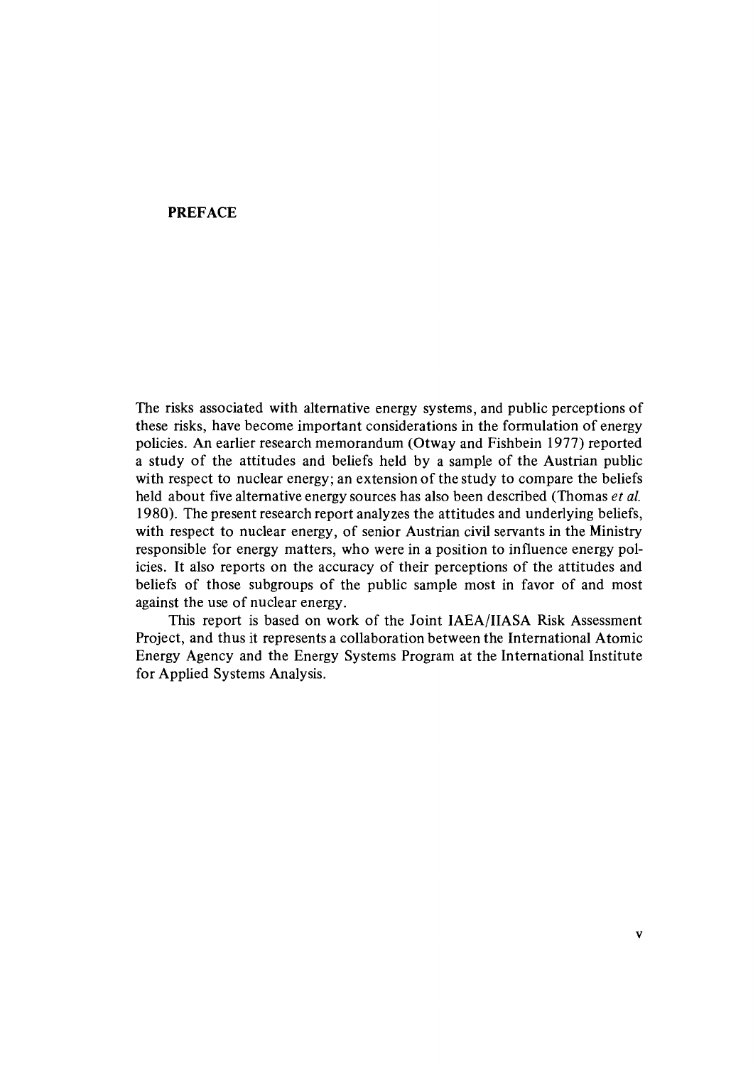# PREFACE

The risks associated with alternative energy systems, and public perceptions of these risks, have become important considerations in the formulation of energy policies. An earlier research memorandum (Otway and Fishbein 1977) reported a study of the attitudes and beliefs held by a sample of the Austrian public with respect to nuclear energy; an extension of the study to compare the beliefs held about five alternative energy sources has also been described (Thomas *et al.* 1980). The present research report analyzes the attitudes and underlying beliefs, with respect to nuclear energy, of senior Austrian civil servants in the Ministry responsible for energy matters, who were in a position to influence energy policies. It also reports on the accuracy of their perceptions of the attitudes and beliefs of those subgroups of the public sample most in favor of and most against the use of nuclear energy.

This report is based on work of the Joint IAEA/IIASA Risk Assessment Project, and thus it represents a collaboration between the International Atomic Energy Agency and the Energy Systems Program at the International Institute for Applied Systems Analysis.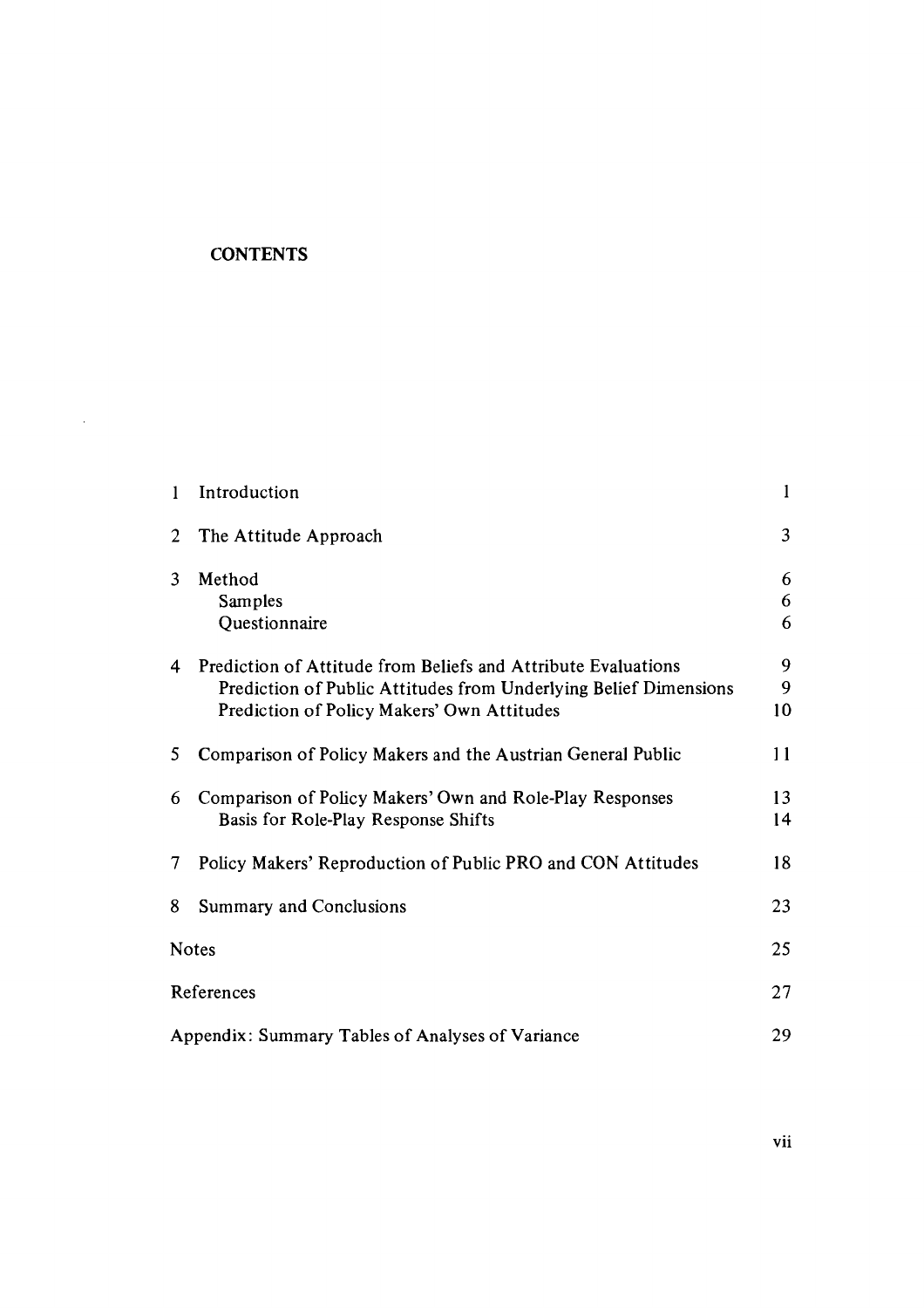## CONTENTS

| | | |
|---|---|---|
| 1 | Introduction | 1 |
| 2 | The Attitude Approach | 3 |
| 3 | Method | 6 |
| | Samples | 6 |
| | Questionnaire | 6 |
| 4 | Prediction of Attitude from Beliefs and Attribute Evaluations | 9 |
| | Prediction of Public Attitudes from Underlying Belief Dimensions | 9 |
| | Prediction of Policy Makers' Own Attitudes | 10 |
| 5 | Comparison of Policy Makers and the Austrian General Public | 11 |
| 6 | Comparison of Policy Makers' Own and Role-Play Responses | 13 |
| | Basis for Role-Play Response Shifts | 14 |
| 7 | Policy Makers' Reproduction of Public PRO and CON Attitudes | 18 |
| 8 | Summary and Conclusions | 23 |
| Notes | | 25 |
| References | | 27 |
| Appendix: Summary Tables of Analyses of Variance | | 29 |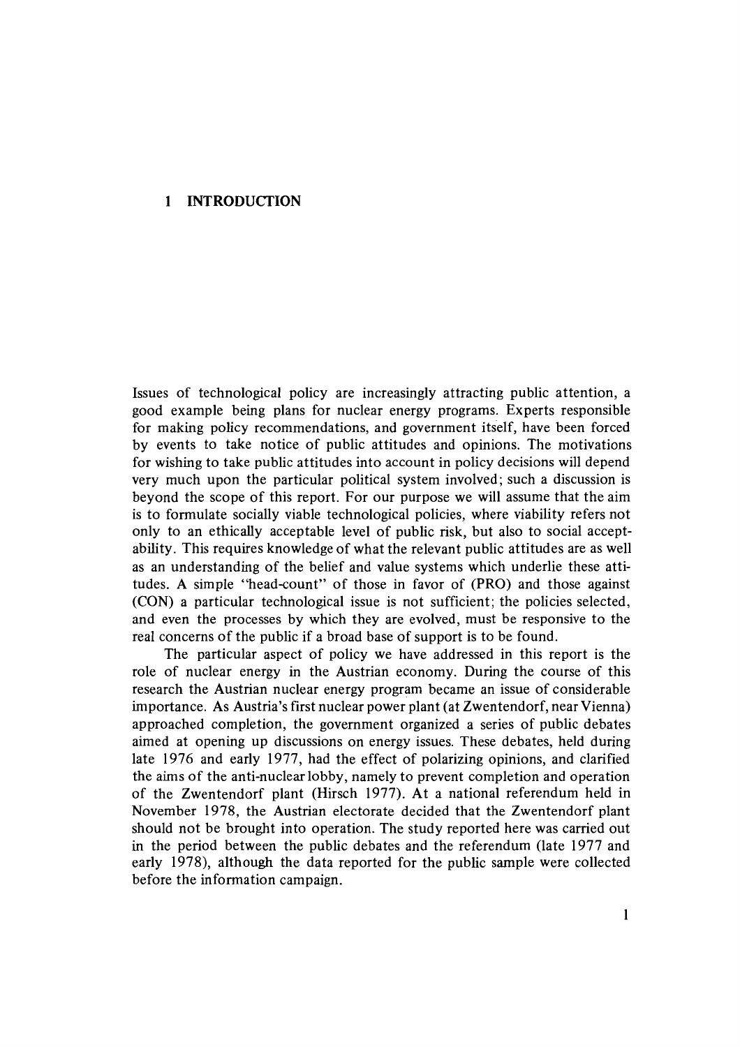# 1 INTRODUCTION

Issues of technological policy are increasingly attracting public attention, a good example being plans for nuclear energy programs. Experts responsible for making policy recommendations, and government itself, have been forced by events to take notice of public attitudes and opinions. The motivations for wishing to take public attitudes into account in policy decisions will depend very much upon the particular political system involved; such a discussion is beyond the scope of this report. For our purpose we will assume that the aim is to formulate socially viable technological policies, where viability refers not only to an ethically acceptable level of public risk, but also to social acceptability. This requires knowledge of what the relevant public attitudes are as well as an understanding of the belief and value systems which underlie these attitudes. A simple "head-count" of those in favor of (PRO) and those against (CON) a particular technological issue is not sufficient; the policies selected, and even the processes by which they are evolved, must be responsive to the real concerns of the public if a broad base of support is to be found.

The particular aspect of policy we have addressed in this report is the role of nuclear energy in the Austrian economy. During the course of this research the Austrian nuclear energy program became an issue of considerable importance. As Austria's first nuclear power plant (at Zwentendorf, near Vienna) approached completion, the government organized a series of public debates aimed at opening up discussions on energy issues. These debates, held during late 1976 and early 1977, had the effect of polarizing opinions, and clarified the aims of the anti-nuclear lobby, namely to prevent completion and operation of the Zwentendorf plant (Hirsch 1977). At a national referendum held in November 1978, the Austrian electorate decided that the Zwentendorf plant should not be brought into operation. The study reported here was carried out in the period between the public debates and the referendum (late 1977 and early 1978), although the data reported for the public sample were collected before the information campaign.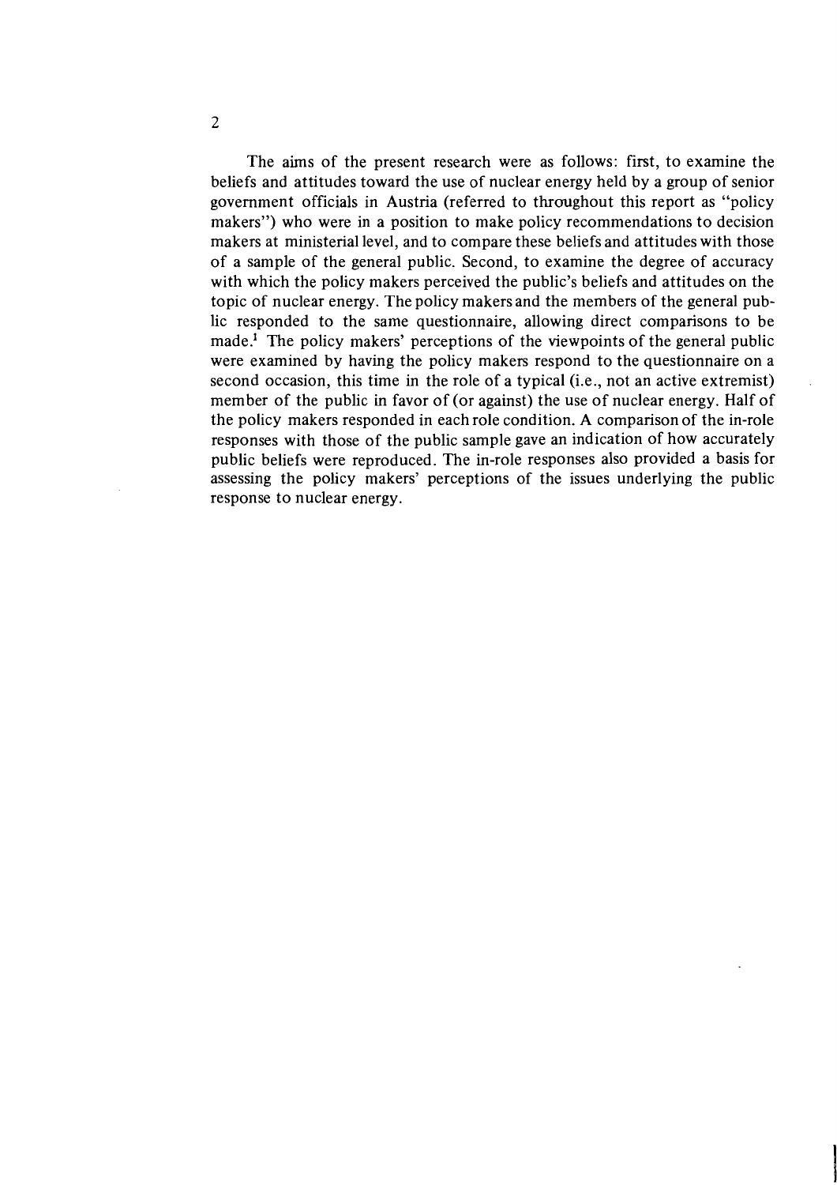The aims of the present research were as follows: first, to examine the beliefs and attitudes toward the use of nuclear energy held by a group of senior government officials in Austria (referred to throughout this report as "policy makers") who were in a position to make policy recommendations to decision makers at ministerial level, and to compare these beliefs and attitudes with those of a sample of the general public. Second, to examine the degree of accuracy with which the policy makers perceived the public's beliefs and attitudes on the topic of nuclear energy. The policy makers and the members of the general public responded to the same questionnaire, allowing direct comparisons to be made.[1] The policy makers' perceptions of the viewpoints of the general public were examined by having the policy makers respond to the questionnaire on a second occasion, this time in the role of a typical (i.e., not an active extremist) member of the public in favor of (or against) the use of nuclear energy. Half of the policy makers responded in each role condition. A comparison of the in-role responses with those of the public sample gave an indication of how accurately public beliefs were reproduced. The in-role responses also provided a basis for assessing the policy makers' perceptions of the issues underlying the public response to nuclear energy.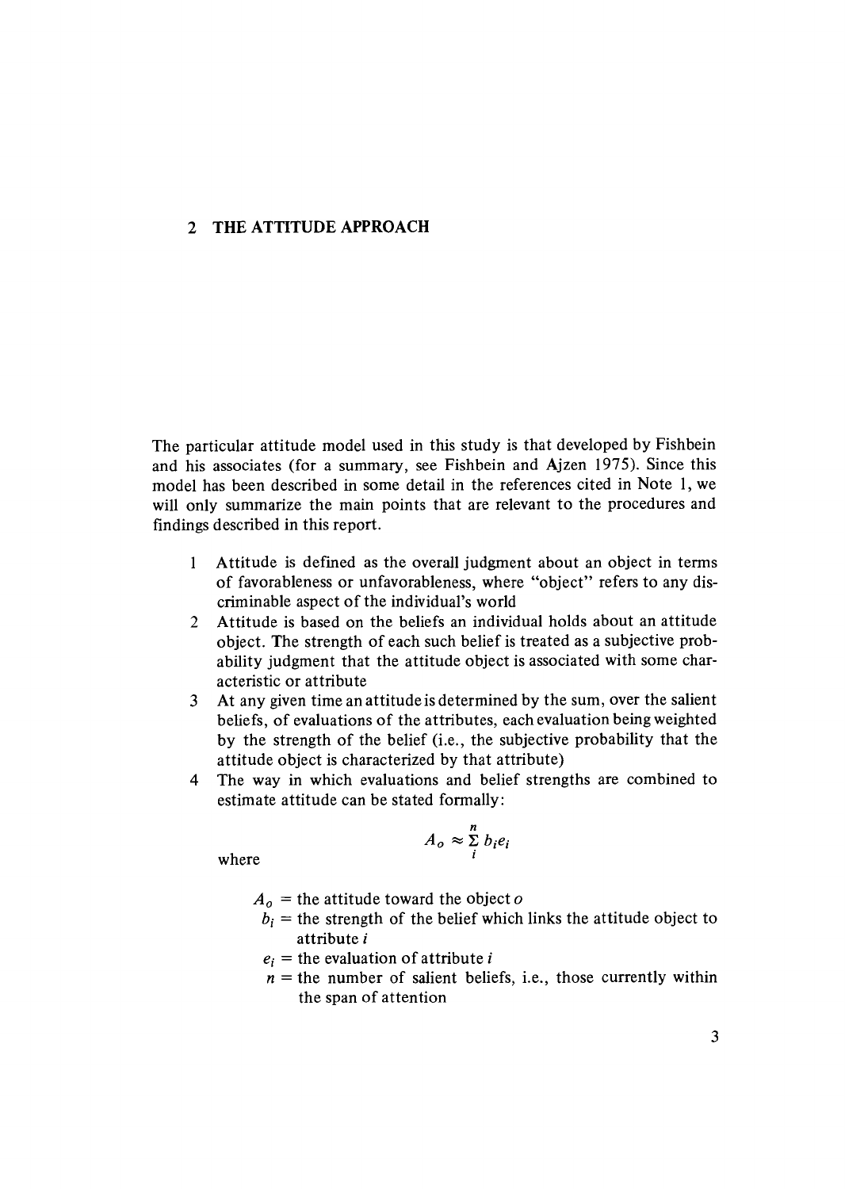## 2 THE ATTITUDE APPROACH

The particular attitude model used in this study is that developed by Fishbein and his associates (for a summary, see Fishbein and Ajzen 1975). Since this model has been described in some detail in the references cited in Note 1, we will only summarize the main points that are relevant to the procedures and findings described in this report.

1. Attitude is defined as the overall judgment about an object in terms of favorableness or unfavorableness, where "object" refers to any discriminable aspect of the individual's world
2. Attitude is based on the beliefs an individual holds about an attitude object. The strength of each such belief is treated as a subjective probability judgment that the attitude object is associated with some characteristic or attribute
3. At any given time an attitude is determined by the sum, over the salient beliefs, of evaluations of the attributes, each evaluation being weighted by the strength of the belief (i.e., the subjective probability that the attitude object is characterized by that attribute)
4. The way in which evaluations and belief strengths are combined to estimate attitude can be stated formally:

$$A_o \approx \sum_{i}^{n} b_i e_i$$

where

$A_o$ = the attitude toward the object $o$
$b_i$ = the strength of the belief which links the attitude object to attribute $i$
$e_i$ = the evaluation of attribute $i$
$n$ = the number of salient beliefs, i.e., those currently within the span of attention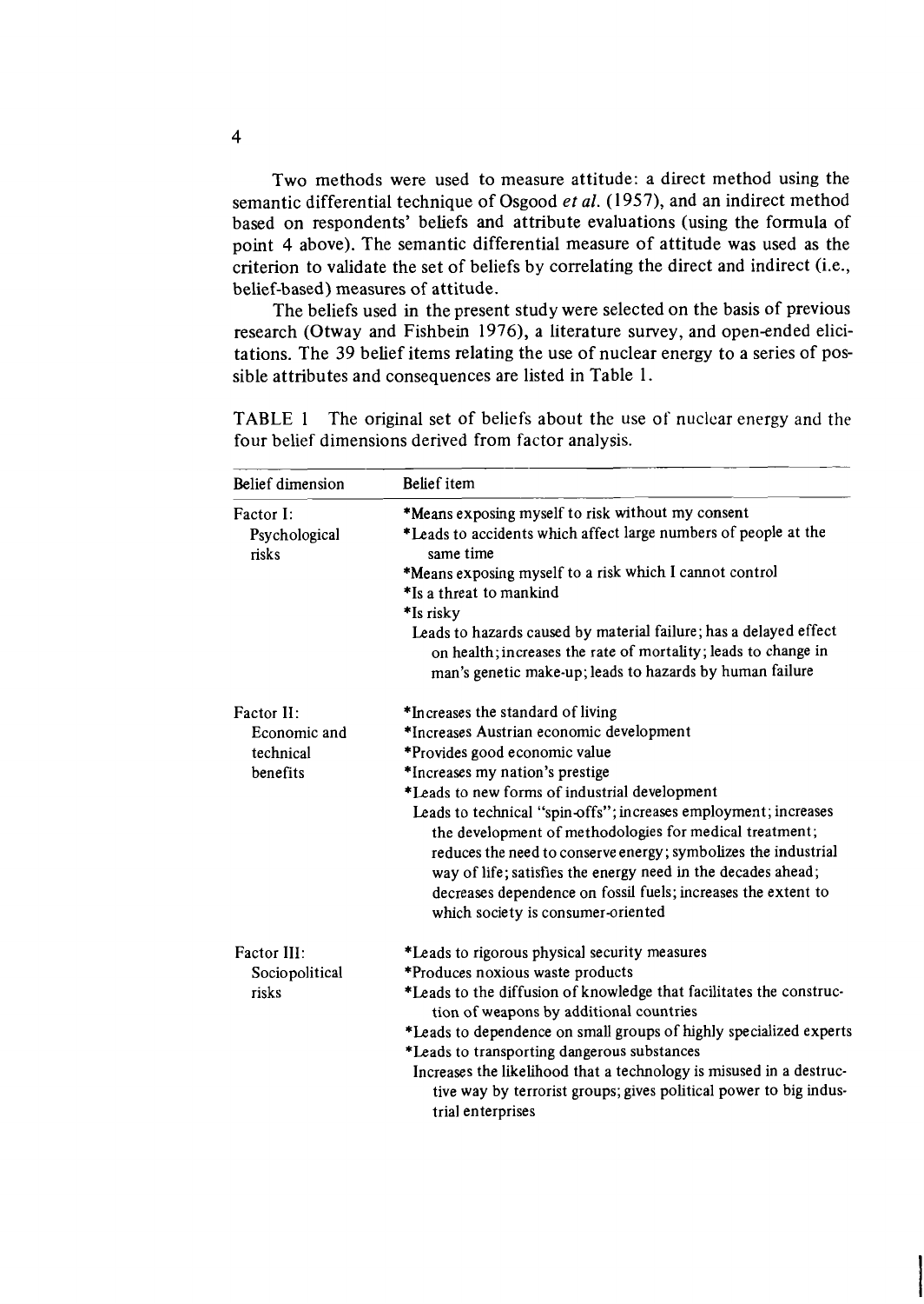Two methods were used to measure attitude: a direct method using the semantic differential technique of Osgood *et al.* (1957), and an indirect method based on respondents' beliefs and attribute evaluations (using the formula of point 4 above). The semantic differential measure of attitude was used as the criterion to validate the set of beliefs by correlating the direct and indirect (i.e., belief-based) measures of attitude.

The beliefs used in the present study were selected on the basis of previous research (Otway and Fishbein 1976), a literature survey, and open-ended elicitations. The 39 belief items relating the use of nuclear energy to a series of possible attributes and consequences are listed in Table 1.

TABLE 1 The original set of beliefs about the use of nuclear energy and the four belief dimensions derived from factor analysis.

| Belief dimension | Belief item |
|---|---|
| Factor I: Psychological risks | *Means exposing myself to risk without my consent<br>*Leads to accidents which affect large numbers of people at the same time<br>*Means exposing myself to a risk which I cannot control<br>*Is a threat to mankind<br>*Is risky<br>Leads to hazards caused by material failure; has a delayed effect on health; increases the rate of mortality; leads to change in man's genetic make-up; leads to hazards by human failure |
| Factor II: Economic and technical benefits | *Increases the standard of living<br>*Increases Austrian economic development<br>*Provides good economic value<br>*Increases my nation's prestige<br>*Leads to new forms of industrial development<br>Leads to technical "spin-offs"; increases employment; increases the development of methodologies for medical treatment; reduces the need to conserve energy; symbolizes the industrial way of life; satisfies the energy need in the decades ahead; decreases dependence on fossil fuels; increases the extent to which society is consumer-oriented |
| Factor III: Sociopolitical risks | *Leads to rigorous physical security measures<br>*Produces noxious waste products<br>*Leads to the diffusion of knowledge that facilitates the construction of weapons by additional countries<br>*Leads to dependence on small groups of highly specialized experts<br>*Leads to transporting dangerous substances<br>Increases the likelihood that a technology is misused in a destructive way by terrorist groups; gives political power to big industrial enterprises |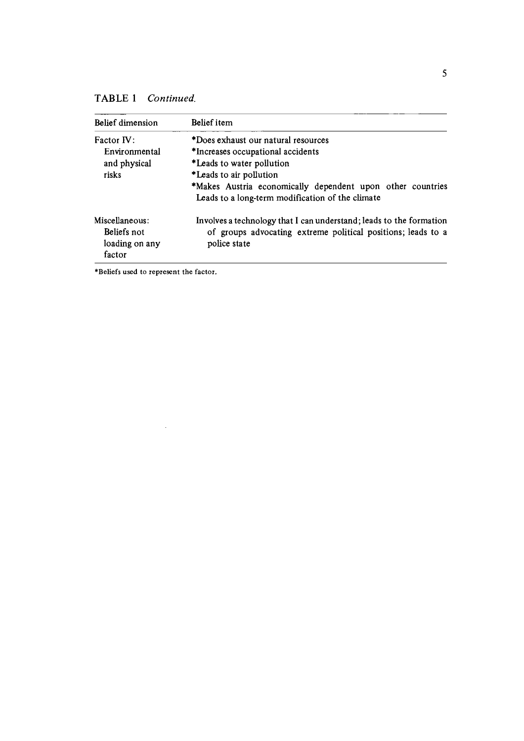TABLE 1 *Continued.*

| Belief dimension | Belief item |
|---|---|
| Factor IV: Environmental and physical risks | *Does exhaust our natural resources<br>*Increases occupational accidents<br>*Leads to water pollution<br>*Leads to air pollution<br>*Makes Austria economically dependent upon other countries<br>Leads to a long-term modification of the climate |
| Miscellaneous: Beliefs not loading on any factor | Involves a technology that I can understand; leads to the formation of groups advocating extreme political positions; leads to a police state |

*Beliefs used to represent the factor.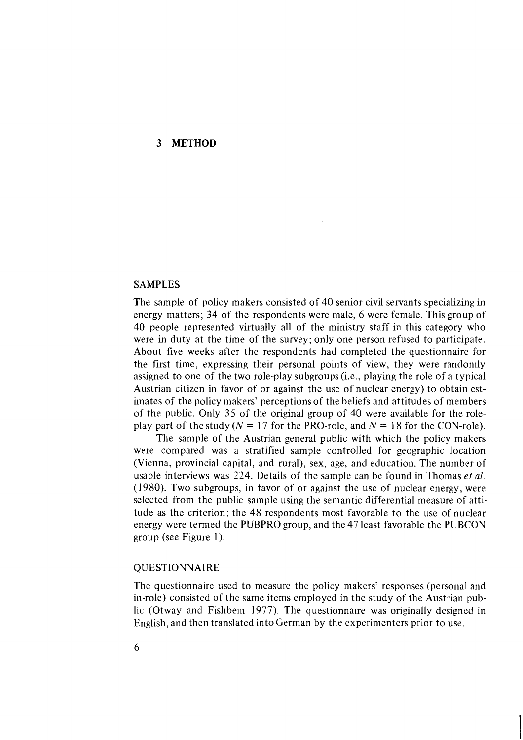## 3 METHOD

### SAMPLES

The sample of policy makers consisted of 40 senior civil servants specializing in energy matters; 34 of the respondents were male, 6 were female. This group of 40 people represented virtually all of the ministry staff in this category who were in duty at the time of the survey; only one person refused to participate. About five weeks after the respondents had completed the questionnaire for the first time, expressing their personal points of view, they were randomly assigned to one of the two role-play subgroups (i.e., playing the role of a typical Austrian citizen in favor of or against the use of nuclear energy) to obtain estimates of the policy makers' perceptions of the beliefs and attitudes of members of the public. Only 35 of the original group of 40 were available for the role-play part of the study ($N = 17$ for the PRO-role, and $N = 18$ for the CON-role).

The sample of the Austrian general public with which the policy makers were compared was a stratified sample controlled for geographic location (Vienna, provincial capital, and rural), sex, age, and education. The number of usable interviews was 224. Details of the sample can be found in Thomas *et al.* (1980). Two subgroups, in favor of or against the use of nuclear energy, were selected from the public sample using the semantic differential measure of attitude as the criterion; the 48 respondents most favorable to the use of nuclear energy were termed the PUBPRO group, and the 47 least favorable the PUBCON group (see Figure 1).

### QUESTIONNAIRE

The questionnaire used to measure the policy makers' responses (personal and in-role) consisted of the same items employed in the study of the Austrian public (Otway and Fishbein 1977). The questionnaire was originally designed in English, and then translated into German by the experimenters prior to use.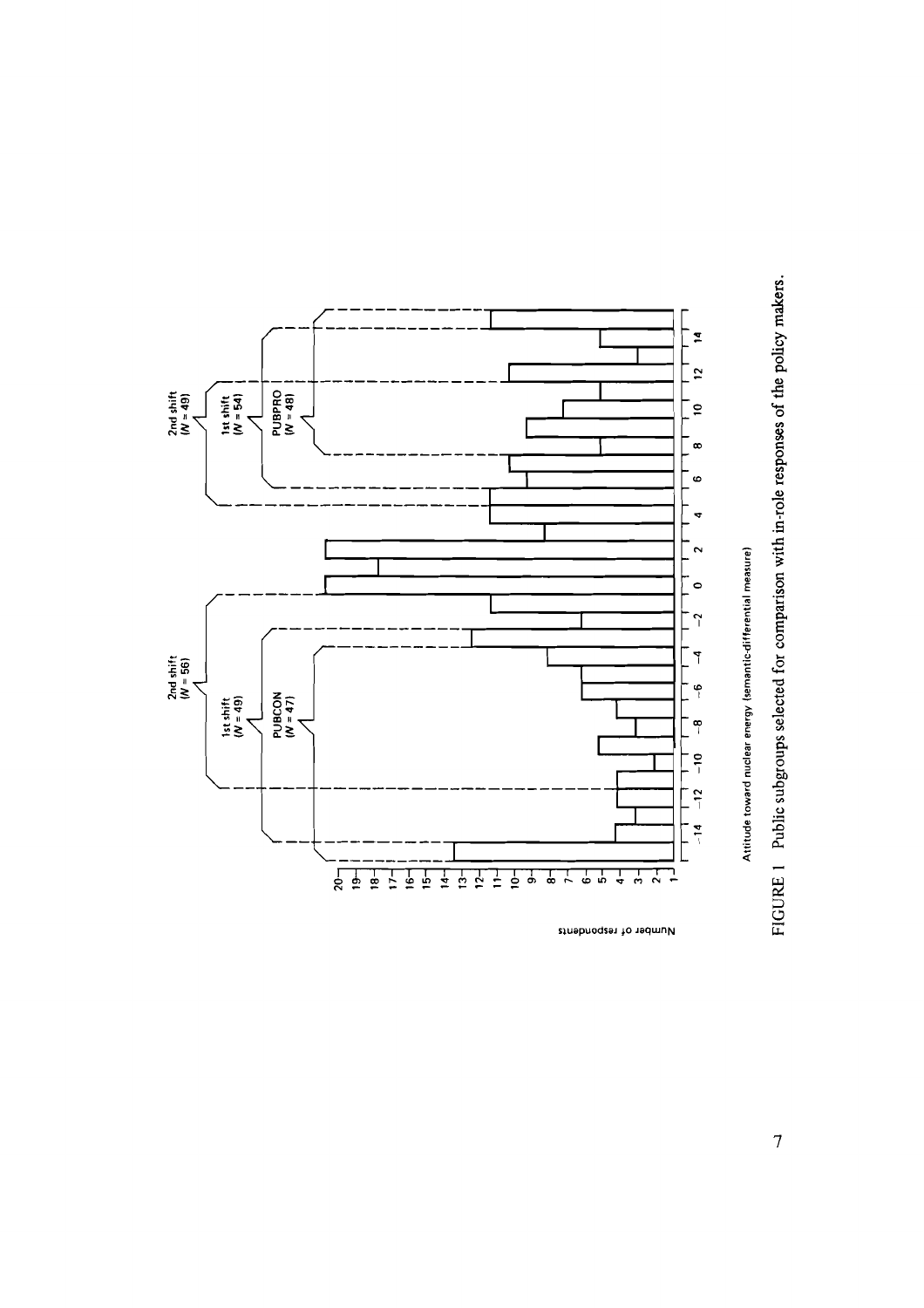FIGURE 1 Public subgroups selected for comparison with in-role responses of the policy makers.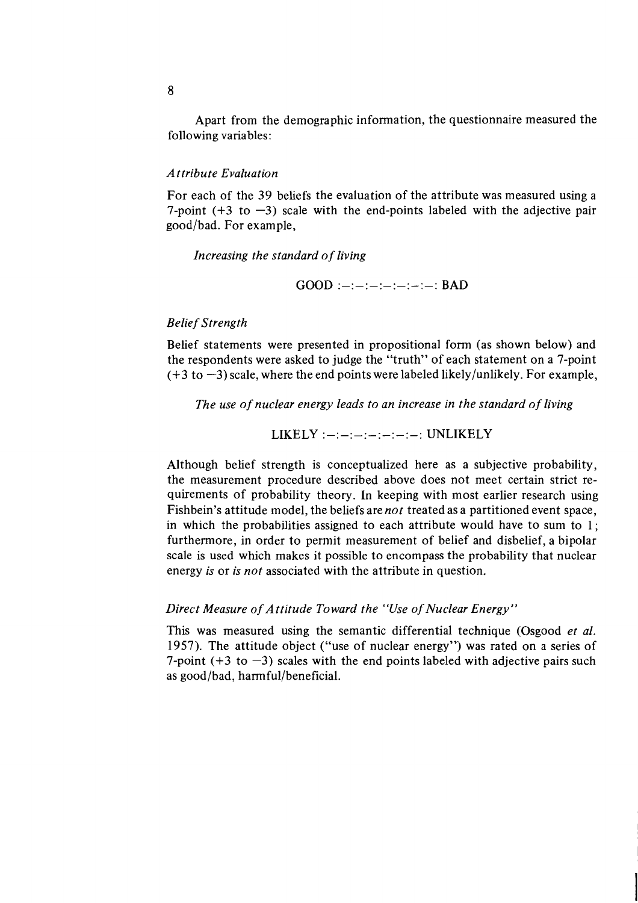Apart from the demographic information, the questionnaire measured the following variables:

*Attribute Evaluation*

For each of the 39 beliefs the evaluation of the attribute was measured using a 7-point (+3 to −3) scale with the end-points labeled with the adjective pair good/bad. For example,

*Increasing the standard of living*

GOOD :–:–:–:–:–:–:–: BAD

*Belief Strength*

Belief statements were presented in propositional form (as shown below) and the respondents were asked to judge the "truth" of each statement on a 7-point (+3 to −3) scale, where the end points were labeled likely/unlikely. For example,

*The use of nuclear energy leads to an increase in the standard of living*

LIKELY :–:–:–:–:–:–:–: UNLIKELY

Although belief strength is conceptualized here as a subjective probability, the measurement procedure described above does not meet certain strict requirements of probability theory. In keeping with most earlier research using Fishbein's attitude model, the beliefs are *not* treated as a partitioned event space, in which the probabilities assigned to each attribute would have to sum to 1; furthermore, in order to permit measurement of belief and disbelief, a bipolar scale is used which makes it possible to encompass the probability that nuclear energy *is* or *is not* associated with the attribute in question.

*Direct Measure of Attitude Toward the "Use of Nuclear Energy"*

This was measured using the semantic differential technique (Osgood *et al.* 1957). The attitude object ("use of nuclear energy") was rated on a series of 7-point (+3 to −3) scales with the end points labeled with adjective pairs such as good/bad, harmful/beneficial.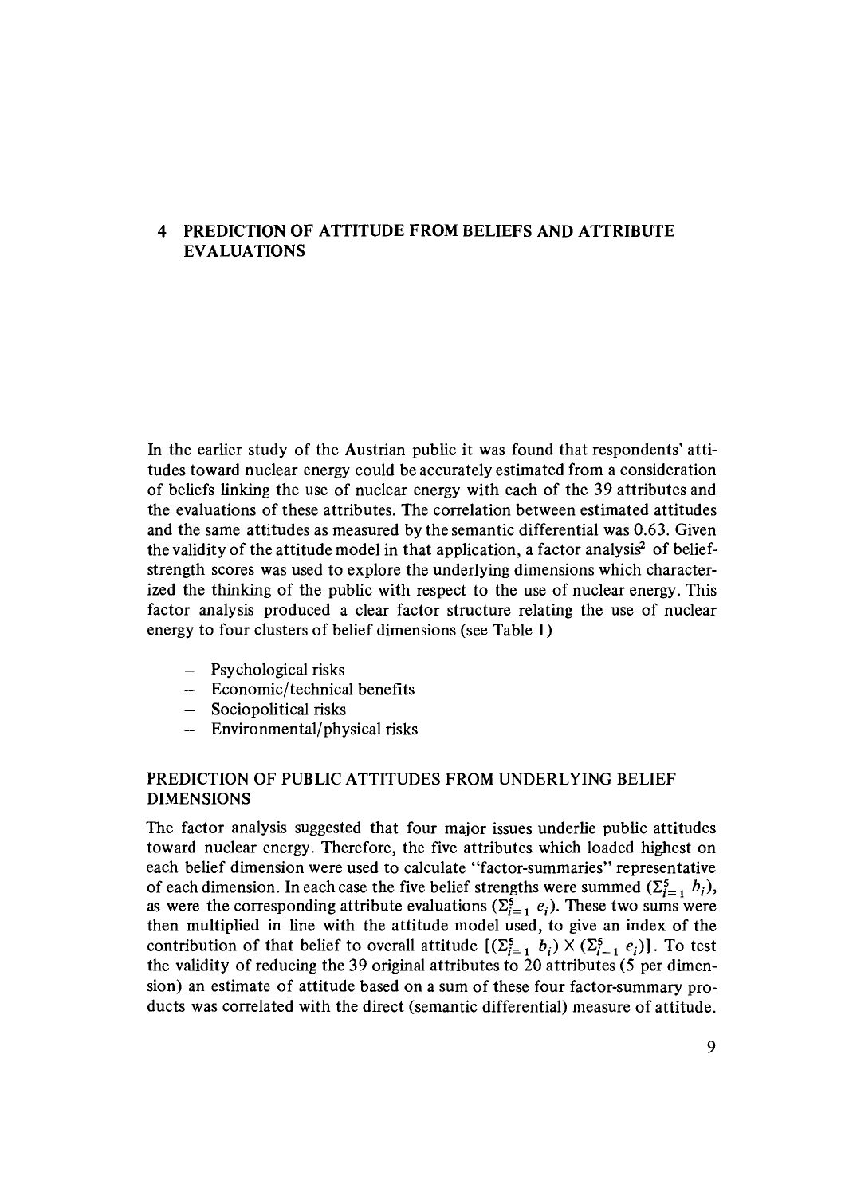# 4 PREDICTION OF ATTITUDE FROM BELIEFS AND ATTRIBUTE EVALUATIONS

In the earlier study of the Austrian public it was found that respondents' attitudes toward nuclear energy could be accurately estimated from a consideration of beliefs linking the use of nuclear energy with each of the 39 attributes and the evaluations of these attributes. The correlation between estimated attitudes and the same attitudes as measured by the semantic differential was 0.63. Given the validity of the attitude model in that application, a factor analysis[2] of belief-strength scores was used to explore the underlying dimensions which characterized the thinking of the public with respect to the use of nuclear energy. This factor analysis produced a clear factor structure relating the use of nuclear energy to four clusters of belief dimensions (see Table 1)

- Psychological risks
- Economic/technical benefits
- Sociopolitical risks
- Environmental/physical risks

## PREDICTION OF PUBLIC ATTITUDES FROM UNDERLYING BELIEF DIMENSIONS

The factor analysis suggested that four major issues underlie public attitudes toward nuclear energy. Therefore, the five attributes which loaded highest on each belief dimension were used to calculate "factor-summaries" representative of each dimension. In each case the five belief strengths were summed ($\Sigma_{i=1}^{5} b_i$), as were the corresponding attribute evaluations ($\Sigma_{i=1}^{5} e_i$). These two sums were then multiplied in line with the attitude model used, to give an index of the contribution of that belief to overall attitude $[(\Sigma_{i=1}^{5} b_i) \times (\Sigma_{i=1}^{5} e_i)]$. To test the validity of reducing the 39 original attributes to 20 attributes (5 per dimension) an estimate of attitude based on a sum of these four factor-summary products was correlated with the direct (semantic differential) measure of attitude.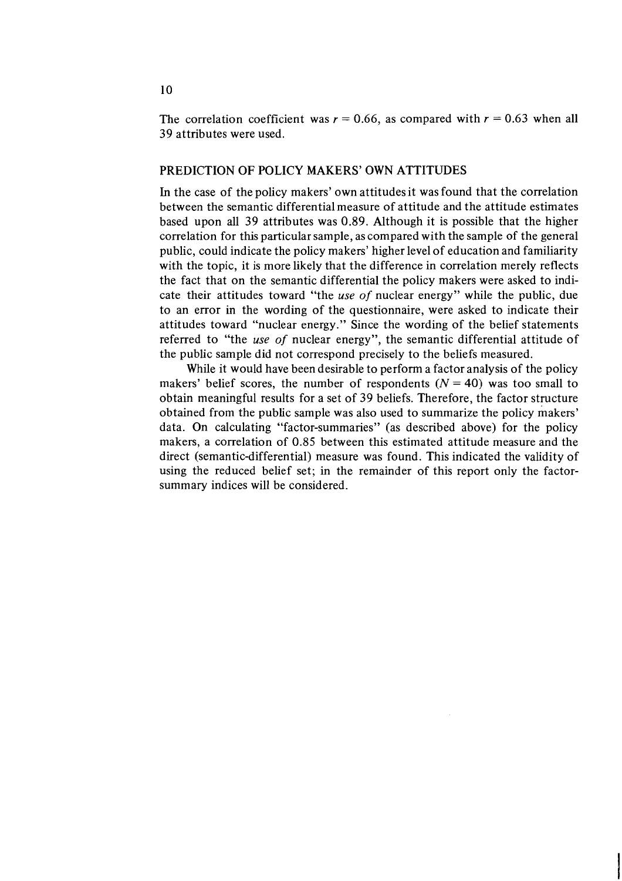The correlation coefficient was $r = 0.66$, as compared with $r = 0.63$ when all 39 attributes were used.

## PREDICTION OF POLICY MAKERS' OWN ATTITUDES

In the case of the policy makers' own attitudes it was found that the correlation between the semantic differential measure of attitude and the attitude estimates based upon all 39 attributes was 0.89. Although it is possible that the higher correlation for this particular sample, as compared with the sample of the general public, could indicate the policy makers' higher level of education and familiarity with the topic, it is more likely that the difference in correlation merely reflects the fact that on the semantic differential the policy makers were asked to indicate their attitudes toward "the *use of* nuclear energy" while the public, due to an error in the wording of the questionnaire, were asked to indicate their attitudes toward "nuclear energy." Since the wording of the belief statements referred to "the *use of* nuclear energy", the semantic differential attitude of the public sample did not correspond precisely to the beliefs measured.

While it would have been desirable to perform a factor analysis of the policy makers' belief scores, the number of respondents ($N = 40$) was too small to obtain meaningful results for a set of 39 beliefs. Therefore, the factor structure obtained from the public sample was also used to summarize the policy makers' data. On calculating "factor-summaries" (as described above) for the policy makers, a correlation of 0.85 between this estimated attitude measure and the direct (semantic-differential) measure was found. This indicated the validity of using the reduced belief set; in the remainder of this report only the factor-summary indices will be considered.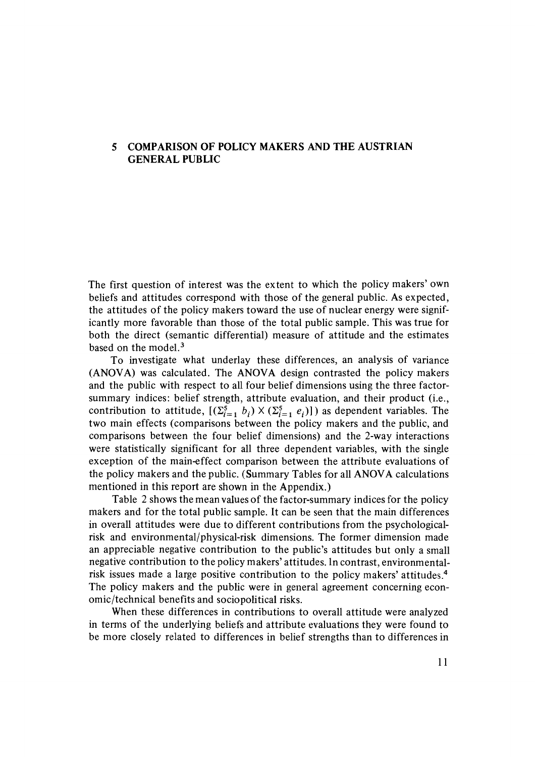## 5 COMPARISON OF POLICY MAKERS AND THE AUSTRIAN GENERAL PUBLIC

The first question of interest was the extent to which the policy makers' own beliefs and attitudes correspond with those of the general public. As expected, the attitudes of the policy makers toward the use of nuclear energy were significantly more favorable than those of the total public sample. This was true for both the direct (semantic differential) measure of attitude and the estimates based on the model.[3]

To investigate what underlay these differences, an analysis of variance (ANOVA) was calculated. The ANOVA design contrasted the policy makers and the public with respect to all four belief dimensions using the three factor-summary indices: belief strength, attribute evaluation, and their product (i.e., contribution to attitude, $[(\Sigma_{i=1}^{5} b_i) \times (\Sigma_{i=1}^{5} e_i)]$) as dependent variables. The two main effects (comparisons between the policy makers and the public, and comparisons between the four belief dimensions) and the 2-way interactions were statistically significant for all three dependent variables, with the single exception of the main-effect comparison between the attribute evaluations of the policy makers and the public. (Summary Tables for all ANOVA calculations mentioned in this report are shown in the Appendix.)

Table 2 shows the mean values of the factor-summary indices for the policy makers and for the total public sample. It can be seen that the main differences in overall attitudes were due to different contributions from the psychological-risk and environmental/physical-risk dimensions. The former dimension made an appreciable negative contribution to the public's attitudes but only a small negative contribution to the policy makers' attitudes. In contrast, environmental-risk issues made a large positive contribution to the policy makers' attitudes.[4] The policy makers and the public were in general agreement concerning economic/technical benefits and sociopolitical risks.

When these differences in contributions to overall attitude were analyzed in terms of the underlying beliefs and attribute evaluations they were found to be more closely related to differences in belief strengths than to differences in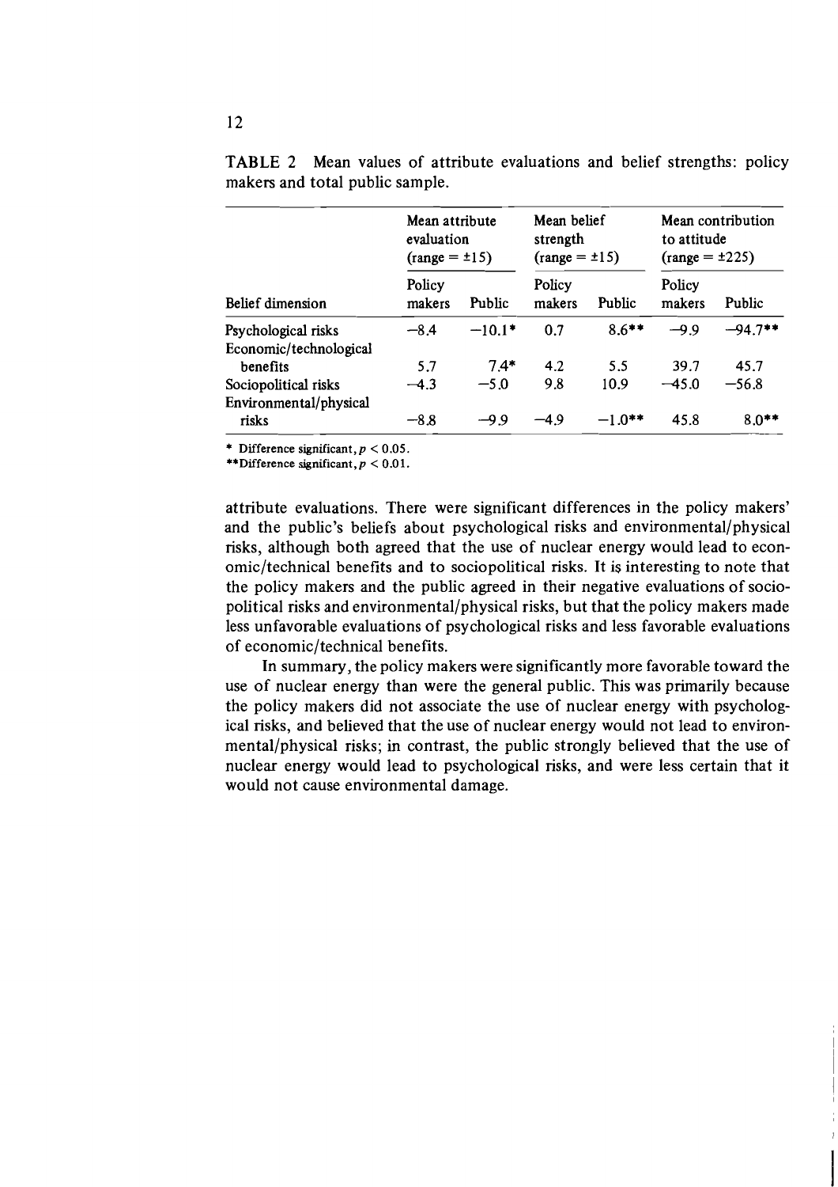TABLE 2 Mean values of attribute evaluations and belief strengths: policy makers and total public sample.

| Belief dimension | Mean attribute evaluation (range = ±15) | | Mean belief strength (range = ±15) | | Mean contribution to attitude (range = ±225) | |
|---|---|---|---|---|---|---|
| | Policy makers | Public | Policy makers | Public | Policy makers | Public |
| Psychological risks | −8.4 | −10.1* | 0.7 | 8.6** | −9.9 | −94.7** |
| Economic/technological benefits | 5.7 | 7.4* | 4.2 | 5.5 | 39.7 | 45.7 |
| Sociopolitical risks | −4.3 | −5.0 | 9.8 | 10.9 | −45.0 | −56.8 |
| Environmental/physical risks | −8.8 | −9.9 | −4.9 | −1.0** | 45.8 | 8.0** |

\* Difference significant, $p < 0.05$.
\*\*Difference significant, $p < 0.01$.

attribute evaluations. There were significant differences in the policy makers' and the public's beliefs about psychological risks and environmental/physical risks, although both agreed that the use of nuclear energy would lead to economic/technical benefits and to sociopolitical risks. It is interesting to note that the policy makers and the public agreed in their negative evaluations of sociopolitical risks and environmental/physical risks, but that the policy makers made less unfavorable evaluations of psychological risks and less favorable evaluations of economic/technical benefits.

In summary, the policy makers were significantly more favorable toward the use of nuclear energy than were the general public. This was primarily because the policy makers did not associate the use of nuclear energy with psychological risks, and believed that the use of nuclear energy would not lead to environmental/physical risks; in contrast, the public strongly believed that the use of nuclear energy would lead to psychological risks, and were less certain that it would not cause environmental damage.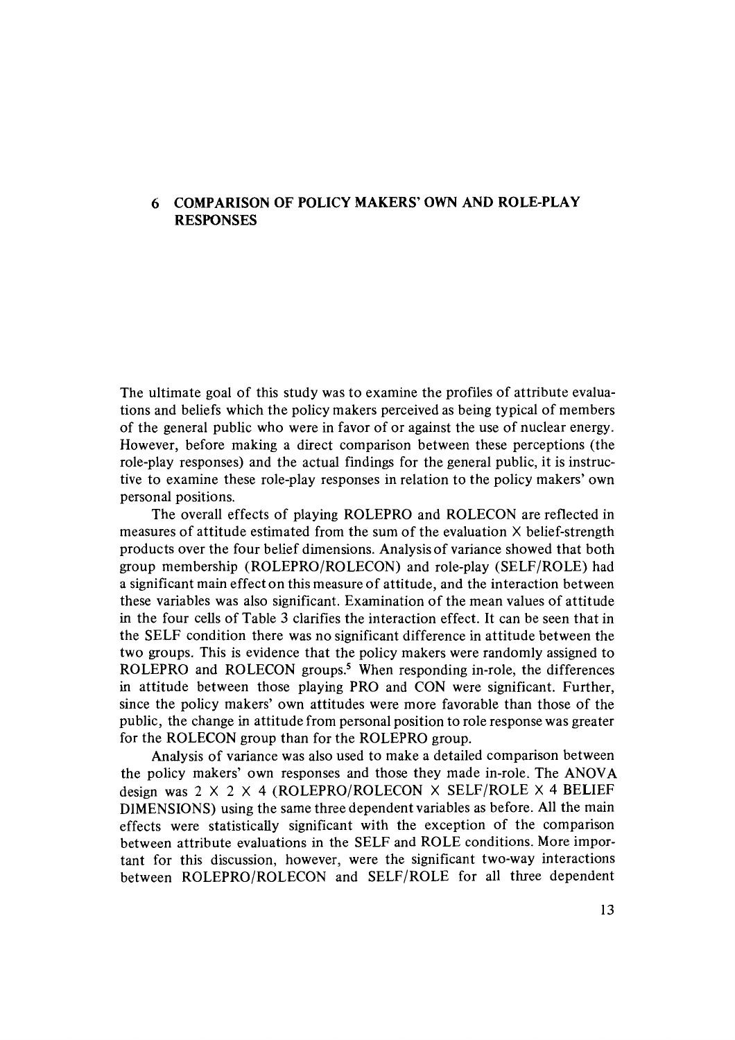## 6 COMPARISON OF POLICY MAKERS' OWN AND ROLE-PLAY RESPONSES

The ultimate goal of this study was to examine the profiles of attribute evaluations and beliefs which the policy makers perceived as being typical of members of the general public who were in favor of or against the use of nuclear energy. However, before making a direct comparison between these perceptions (the role-play responses) and the actual findings for the general public, it is instructive to examine these role-play responses in relation to the policy makers' own personal positions.

The overall effects of playing ROLEPRO and ROLECON are reflected in measures of attitude estimated from the sum of the evaluation × belief-strength products over the four belief dimensions. Analysis of variance showed that both group membership (ROLEPRO/ROLECON) and role-play (SELF/ROLE) had a significant main effect on this measure of attitude, and the interaction between these variables was also significant. Examination of the mean values of attitude in the four cells of Table 3 clarifies the interaction effect. It can be seen that in the SELF condition there was no significant difference in attitude between the two groups. This is evidence that the policy makers were randomly assigned to ROLEPRO and ROLECON groups.[5] When responding in-role, the differences in attitude between those playing PRO and CON were significant. Further, since the policy makers' own attitudes were more favorable than those of the public, the change in attitude from personal position to role response was greater for the ROLECON group than for the ROLEPRO group.

Analysis of variance was also used to make a detailed comparison between the policy makers' own responses and those they made in-role. The ANOVA design was 2 × 2 × 4 (ROLEPRO/ROLECON × SELF/ROLE × 4 BELIEF DIMENSIONS) using the same three dependent variables as before. All the main effects were statistically significant with the exception of the comparison between attribute evaluations in the SELF and ROLE conditions. More important for this discussion, however, were the significant two-way interactions between ROLEPRO/ROLECON and SELF/ROLE for all three dependent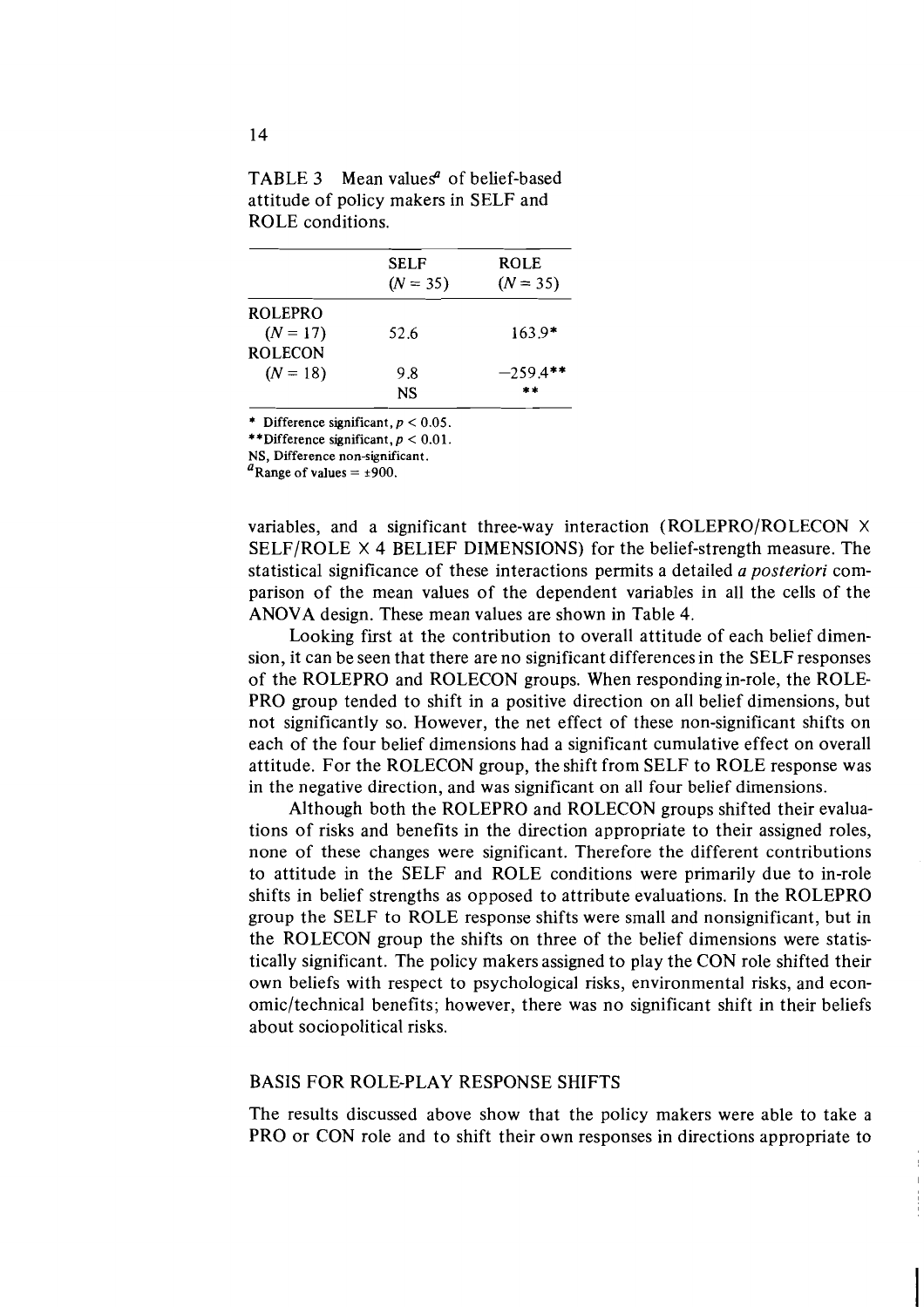TABLE 3 Mean values[a] of belief-based attitude of policy makers in SELF and ROLE conditions.

| | SELF ($N = 35$) | ROLE ($N = 35$) |
|---|---|---|
| ROLEPRO ($N = 17$) | 52.6 | 163.9* |
| ROLECON ($N = 18$) | 9.8 | −259.4** |
| | NS | ** |

\* Difference significant, $p < 0.05$.
\*\*Difference significant, $p < 0.01$.
NS, Difference non-significant.
[a]Range of values = ±900.

variables, and a significant three-way interaction (ROLEPRO/ROLECON × SELF/ROLE × 4 BELIEF DIMENSIONS) for the belief-strength measure. The statistical significance of these interactions permits a detailed *a posteriori* comparison of the mean values of the dependent variables in all the cells of the ANOVA design. These mean values are shown in Table 4.

Looking first at the contribution to overall attitude of each belief dimension, it can be seen that there are no significant differences in the SELF responses of the ROLEPRO and ROLECON groups. When responding in-role, the ROLEPRO group tended to shift in a positive direction on all belief dimensions, but not significantly so. However, the net effect of these non-significant shifts on each of the four belief dimensions had a significant cumulative effect on overall attitude. For the ROLECON group, the shift from SELF to ROLE response was in the negative direction, and was significant on all four belief dimensions.

Although both the ROLEPRO and ROLECON groups shifted their evaluations of risks and benefits in the direction appropriate to their assigned roles, none of these changes were significant. Therefore the different contributions to attitude in the SELF and ROLE conditions were primarily due to in-role shifts in belief strengths as opposed to attribute evaluations. In the ROLEPRO group the SELF to ROLE response shifts were small and nonsignificant, but in the ROLECON group the shifts on three of the belief dimensions were statistically significant. The policy makers assigned to play the CON role shifted their own beliefs with respect to psychological risks, environmental risks, and economic/technical benefits; however, there was no significant shift in their beliefs about sociopolitical risks.

## BASIS FOR ROLE-PLAY RESPONSE SHIFTS

The results discussed above show that the policy makers were able to take a PRO or CON role and to shift their own responses in directions appropriate to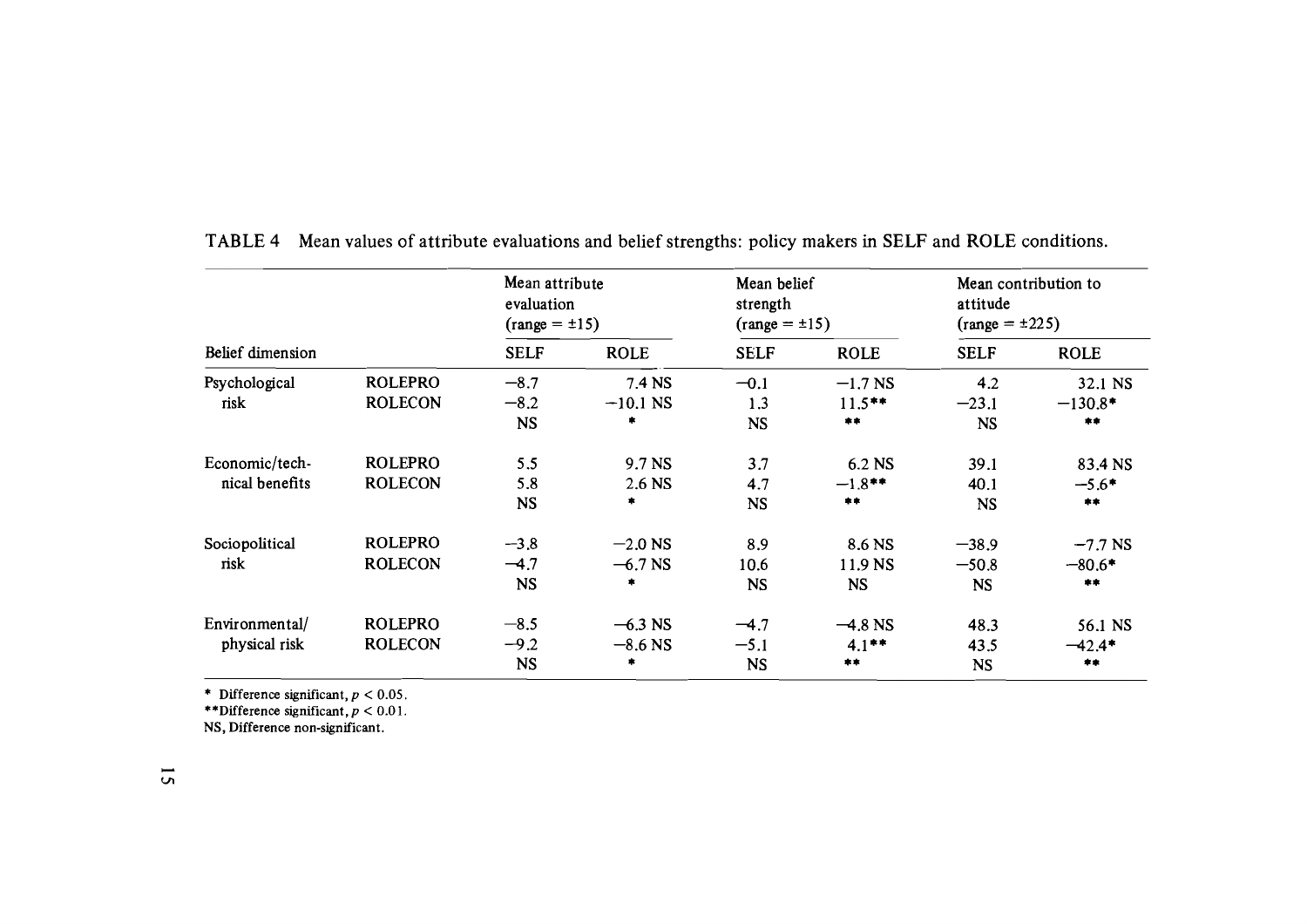TABLE 4 Mean values of attribute evaluations and belief strengths: policy makers in SELF and ROLE conditions.

| Belief dimension | | Mean attribute evaluation (range = ±15) | | Mean belief strength (range = ±15) | | Mean contribution to attitude (range = ±225) | |
|---|---|---|---|---|---|---|---|
| | | SELF | ROLE | SELF | ROLE | SELF | ROLE |
| Psychological risk | ROLEPRO | −8.7 | 7.4 NS | −0.1 | −1.7 NS | 4.2 | 32.1 NS |
| | ROLECON | −8.2 | −10.1 NS | 1.3 | 11.5** | −23.1 | −130.8* |
| | | NS | * | NS | ** | NS | ** |
| Economic/technical benefits | ROLEPRO | 5.5 | 9.7 NS | 3.7 | 6.2 NS | 39.1 | 83.4 NS |
| | ROLECON | 5.8 | 2.6 NS | 4.7 | −1.8** | 40.1 | −5.6* |
| | | NS | * | NS | ** | NS | ** |
| Sociopolitical risk | ROLEPRO | −3.8 | −2.0 NS | 8.9 | 8.6 NS | −38.9 | −7.7 NS |
| | ROLECON | −4.7 | −6.7 NS | 10.6 | 11.9 NS | −50.8 | −80.6* |
| | | NS | * | NS | NS | NS | ** |
| Environmental/physical risk | ROLEPRO | −8.5 | −6.3 NS | −4.7 | −4.8 NS | 48.3 | 56.1 NS |
| | ROLECON | −9.2 | −8.6 NS | −5.1 | 4.1** | 43.5 | −42.4* |
| | | NS | * | NS | ** | NS | ** |

\* Difference significant, $p < 0.05$.
\*\*Difference significant, $p < 0.01$.
NS, Difference non-significant.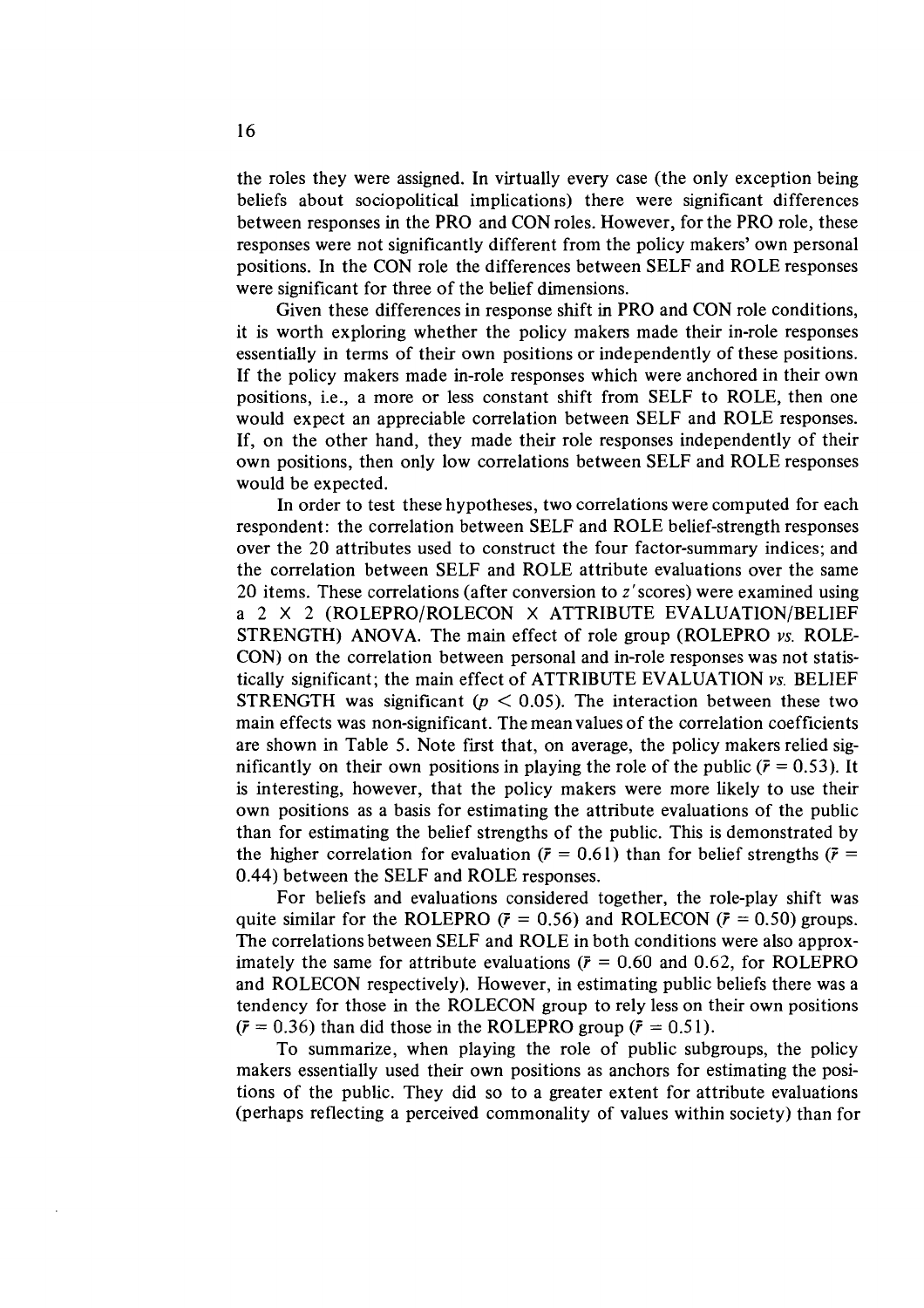the roles they were assigned. In virtually every case (the only exception being beliefs about sociopolitical implications) there were significant differences between responses in the PRO and CON roles. However, for the PRO role, these responses were not significantly different from the policy makers' own personal positions. In the CON role the differences between SELF and ROLE responses were significant for three of the belief dimensions.

Given these differences in response shift in PRO and CON role conditions, it is worth exploring whether the policy makers made their in-role responses essentially in terms of their own positions or independently of these positions. If the policy makers made in-role responses which were anchored in their own positions, i.e., a more or less constant shift from SELF to ROLE, then one would expect an appreciable correlation between SELF and ROLE responses. If, on the other hand, they made their role responses independently of their own positions, then only low correlations between SELF and ROLE responses would be expected.

In order to test these hypotheses, two correlations were computed for each respondent: the correlation between SELF and ROLE belief-strength responses over the 20 attributes used to construct the four factor-summary indices; and the correlation between SELF and ROLE attribute evaluations over the same 20 items. These correlations (after conversion to $z'$ scores) were examined using a 2 × 2 (ROLEPRO/ROLECON × ATTRIBUTE EVALUATION/BELIEF STRENGTH) ANOVA. The main effect of role group (ROLEPRO *vs.* ROLECON) on the correlation between personal and in-role responses was not statistically significant; the main effect of ATTRIBUTE EVALUATION *vs.* BELIEF STRENGTH was significant ($p < 0.05$). The interaction between these two main effects was non-significant. The mean values of the correlation coefficients are shown in Table 5. Note first that, on average, the policy makers relied significantly on their own positions in playing the role of the public ($\bar{r} = 0.53$). It is interesting, however, that the policy makers were more likely to use their own positions as a basis for estimating the attribute evaluations of the public than for estimating the belief strengths of the public. This is demonstrated by the higher correlation for evaluation ($\bar{r} = 0.61$) than for belief strengths ($\bar{r} = 0.44$) between the SELF and ROLE responses.

For beliefs and evaluations considered together, the role-play shift was quite similar for the ROLEPRO ($\bar{r} = 0.56$) and ROLECON ($\bar{r} = 0.50$) groups. The correlations between SELF and ROLE in both conditions were also approximately the same for attribute evaluations ($\bar{r} = 0.60$ and 0.62, for ROLEPRO and ROLECON respectively). However, in estimating public beliefs there was a tendency for those in the ROLECON group to rely less on their own positions ($\bar{r} = 0.36$) than did those in the ROLEPRO group ($\bar{r} = 0.51$).

To summarize, when playing the role of public subgroups, the policy makers essentially used their own positions as anchors for estimating the positions of the public. They did so to a greater extent for attribute evaluations (perhaps reflecting a perceived commonality of values within society) than for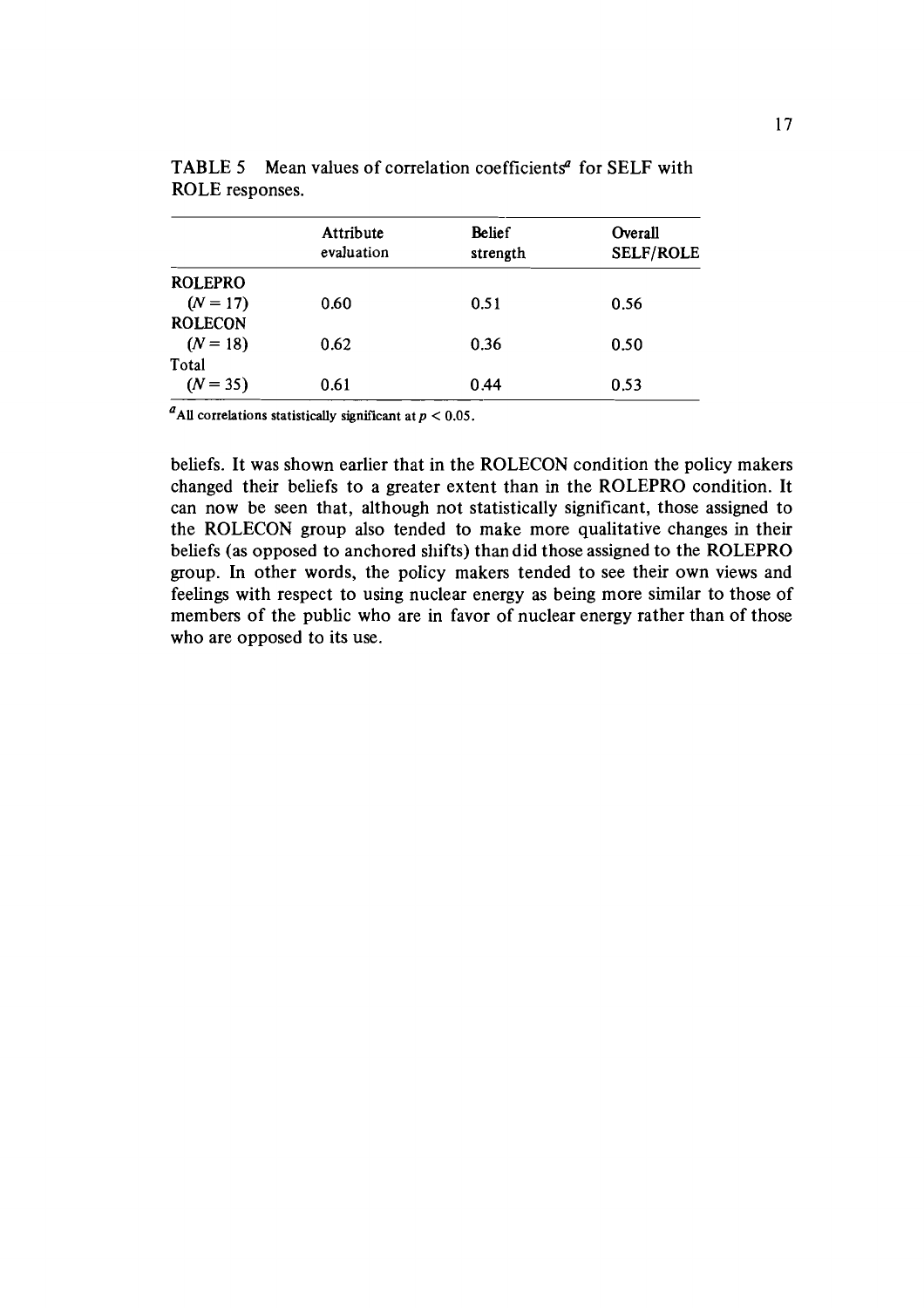TABLE 5 Mean values of correlation coefficients[a] for SELF with ROLE responses.

| | Attribute evaluation | Belief strength | Overall SELF/ROLE |
|---|---|---|---|
| ROLEPRO ($N = 17$) | 0.60 | 0.51 | 0.56 |
| ROLECON ($N = 18$) | 0.62 | 0.36 | 0.50 |
| Total ($N = 35$) | 0.61 | 0.44 | 0.53 |

[a]All correlations statistically significant at $p < 0.05$.

beliefs. It was shown earlier that in the ROLECON condition the policy makers changed their beliefs to a greater extent than in the ROLEPRO condition. It can now be seen that, although not statistically significant, those assigned to the ROLECON group also tended to make more qualitative changes in their beliefs (as opposed to anchored shifts) than did those assigned to the ROLEPRO group. In other words, the policy makers tended to see their own views and feelings with respect to using nuclear energy as being more similar to those of members of the public who are in favor of nuclear energy rather than of those who are opposed to its use.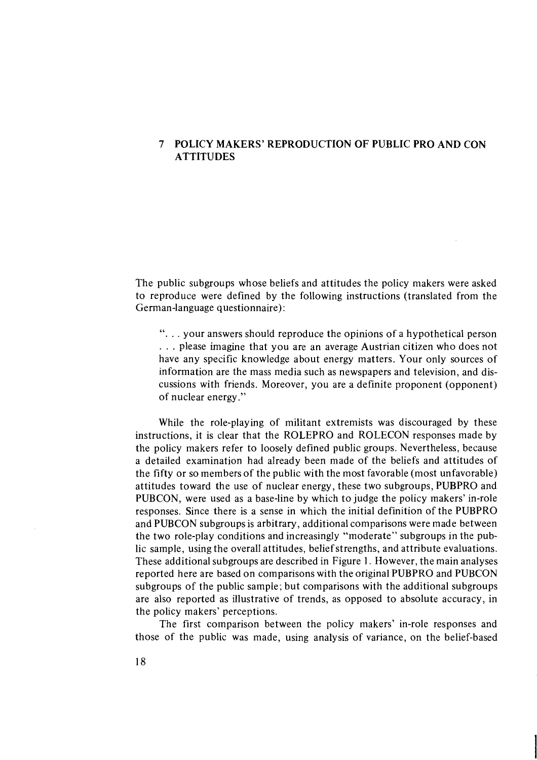# 7 POLICY MAKERS' REPRODUCTION OF PUBLIC PRO AND CON ATTITUDES

The public subgroups whose beliefs and attitudes the policy makers were asked to reproduce were defined by the following instructions (translated from the German-language questionnaire):

> ". . . your answers should reproduce the opinions of a hypothetical person . . . please imagine that you are an average Austrian citizen who does not have any specific knowledge about energy matters. Your only sources of information are the mass media such as newspapers and television, and discussions with friends. Moreover, you are a definite proponent (opponent) of nuclear energy."

While the role-playing of militant extremists was discouraged by these instructions, it is clear that the ROLEPRO and ROLECON responses made by the policy makers refer to loosely defined public groups. Nevertheless, because a detailed examination had already been made of the beliefs and attitudes of the fifty or so members of the public with the most favorable (most unfavorable) attitudes toward the use of nuclear energy, these two subgroups, PUBPRO and PUBCON, were used as a base-line by which to judge the policy makers' in-role responses. Since there is a sense in which the initial definition of the PUBPRO and PUBCON subgroups is arbitrary, additional comparisons were made between the two role-play conditions and increasingly "moderate" subgroups in the public sample, using the overall attitudes, belief strengths, and attribute evaluations. These additional subgroups are described in Figure 1. However, the main analyses reported here are based on comparisons with the original PUBPRO and PUBCON subgroups of the public sample; but comparisons with the additional subgroups are also reported as illustrative of trends, as opposed to absolute accuracy, in the policy makers' perceptions.

The first comparison between the policy makers' in-role responses and those of the public was made, using analysis of variance, on the belief-based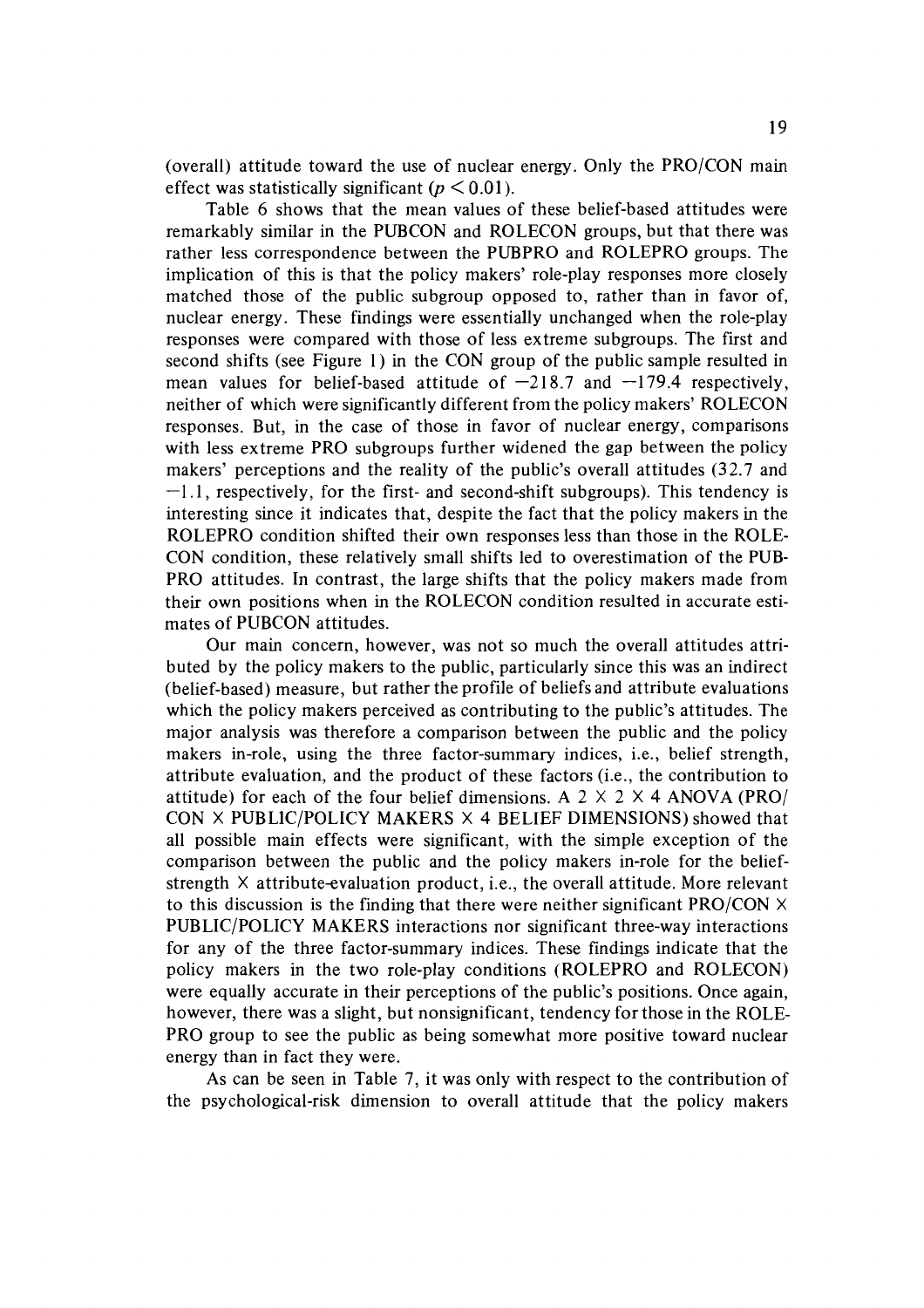(overall) attitude toward the use of nuclear energy. Only the PRO/CON main effect was statistically significant ($p < 0.01$).

Table 6 shows that the mean values of these belief-based attitudes were remarkably similar in the PUBCON and ROLECON groups, but that there was rather less correspondence between the PUBPRO and ROLEPRO groups. The implication of this is that the policy makers' role-play responses more closely matched those of the public subgroup opposed to, rather than in favor of, nuclear energy. These findings were essentially unchanged when the role-play responses were compared with those of less extreme subgroups. The first and second shifts (see Figure 1) in the CON group of the public sample resulted in mean values for belief-based attitude of $-218.7$ and $-179.4$ respectively, neither of which were significantly different from the policy makers' ROLECON responses. But, in the case of those in favor of nuclear energy, comparisons with less extreme PRO subgroups further widened the gap between the policy makers' perceptions and the reality of the public's overall attitudes (32.7 and $-1.1$, respectively, for the first- and second-shift subgroups). This tendency is interesting since it indicates that, despite the fact that the policy makers in the ROLEPRO condition shifted their own responses less than those in the ROLECON condition, these relatively small shifts led to overestimation of the PUBPRO attitudes. In contrast, the large shifts that the policy makers made from their own positions when in the ROLECON condition resulted in accurate estimates of PUBCON attitudes.

Our main concern, however, was not so much the overall attitudes attributed by the policy makers to the public, particularly since this was an indirect (belief-based) measure, but rather the profile of beliefs and attribute evaluations which the policy makers perceived as contributing to the public's attitudes. The major analysis was therefore a comparison between the public and the policy makers in-role, using the three factor-summary indices, i.e., belief strength, attribute evaluation, and the product of these factors (i.e., the contribution to attitude) for each of the four belief dimensions. A $2 \times 2 \times 4$ ANOVA (PRO/CON $\times$ PUBLIC/POLICY MAKERS $\times$ 4 BELIEF DIMENSIONS) showed that all possible main effects were significant, with the simple exception of the comparison between the public and the policy makers in-role for the belief-strength $\times$ attribute-evaluation product, i.e., the overall attitude. More relevant to this discussion is the finding that there were neither significant PRO/CON $\times$ PUBLIC/POLICY MAKERS interactions nor significant three-way interactions for any of the three factor-summary indices. These findings indicate that the policy makers in the two role-play conditions (ROLEPRO and ROLECON) were equally accurate in their perceptions of the public's positions. Once again, however, there was a slight, but nonsignificant, tendency for those in the ROLEPRO group to see the public as being somewhat more positive toward nuclear energy than in fact they were.

As can be seen in Table 7, it was only with respect to the contribution of the psychological-risk dimension to overall attitude that the policy makers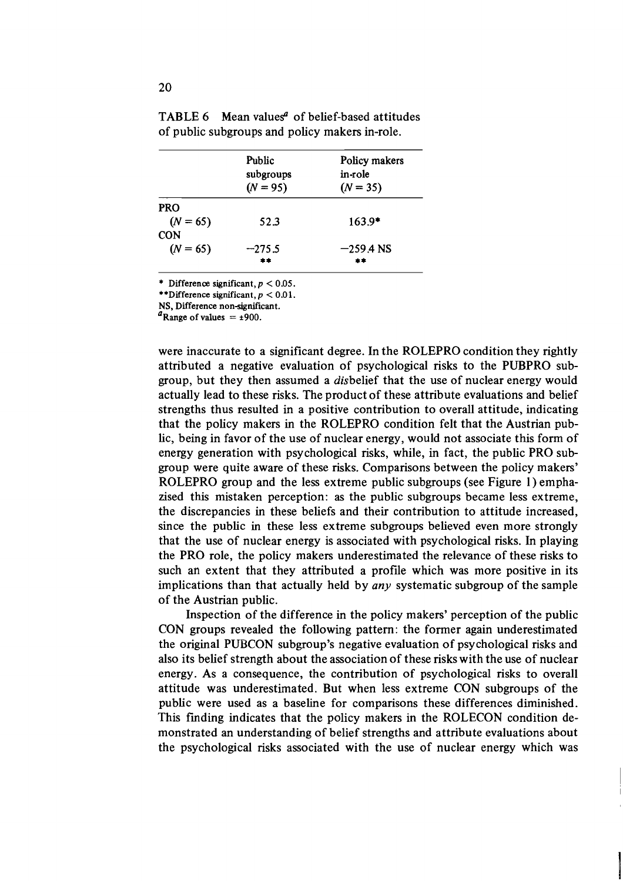TABLE 6 Mean values[a] of belief-based attitudes of public subgroups and policy makers in-role.

| | Public subgroups ($N = 95$) | Policy makers in-role ($N = 35$) |
|---|---|---|
| PRO ($N = 65$) | 52.3 | 163.9* |
| CON ($N = 65$) | −275.5 | −259.4 NS |
| | ** | ** |

\* Difference significant, $p < 0.05$.
\*\*Difference significant, $p < 0.01$.
NS, Difference non-significant.
[a]Range of values = ±900.

were inaccurate to a significant degree. In the ROLEPRO condition they rightly attributed a negative evaluation of psychological risks to the PUBPRO subgroup, but they then assumed a *dis*belief that the use of nuclear energy would actually lead to these risks. The product of these attribute evaluations and belief strengths thus resulted in a positive contribution to overall attitude, indicating that the policy makers in the ROLEPRO condition felt that the Austrian public, being in favor of the use of nuclear energy, would not associate this form of energy generation with psychological risks, while, in fact, the public PRO subgroup were quite aware of these risks. Comparisons between the policy makers' ROLEPRO group and the less extreme public subgroups (see Figure 1) emphasized this mistaken perception: as the public subgroups became less extreme, the discrepancies in these beliefs and their contribution to attitude increased, since the public in these less extreme subgroups believed even more strongly that the use of nuclear energy is associated with psychological risks. In playing the PRO role, the policy makers underestimated the relevance of these risks to such an extent that they attributed a profile which was more positive in its implications than that actually held by *any* systematic subgroup of the sample of the Austrian public.

Inspection of the difference in the policy makers' perception of the public CON groups revealed the following pattern: the former again underestimated the original PUBCON subgroup's negative evaluation of psychological risks and also its belief strength about the association of these risks with the use of nuclear energy. As a consequence, the contribution of psychological risks to overall attitude was underestimated. But when less extreme CON subgroups of the public were used as a baseline for comparisons these differences diminished. This finding indicates that the policy makers in the ROLECON condition demonstrated an understanding of belief strengths and attribute evaluations about the psychological risks associated with the use of nuclear energy which was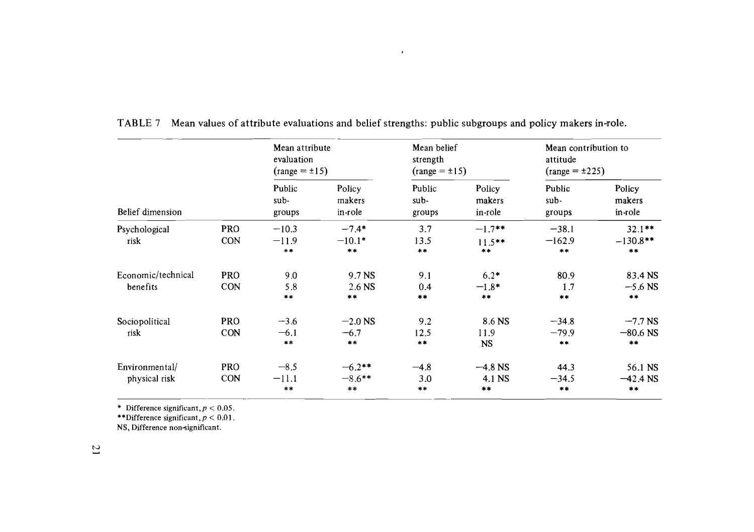TABLE 7 Mean values of attribute evaluations and belief strengths: public subgroups and policy makers in-role.

| Belief dimension | | Mean attribute evaluation (range = ±15) | | Mean belief strength (range = ±15) | | Mean contribution to attitude (range = ±225) | |
|---|---|---|---|---|---|---|---|
| | | Public sub-groups | Policy makers in-role | Public sub-groups | Policy makers in-role | Public sub-groups | Policy makers in-role |
| Psychological risk | PRO | −10.3 | −7.4* | 3.7 | −1.7** | −38.1 | 32.1** |
| | CON | −11.9 | −10.1* | 13.5 | 11.5** | −162.9 | −130.8** |
| | | ** | ** | ** | ** | ** | ** |
| Economic/technical benefits | PRO | 9.0 | 9.7 NS | 9.1 | 6.2* | 80.9 | 83.4 NS |
| | CON | 5.8 | 2.6 NS | 0.4 | −1.8* | 1.7 | −5.6 NS |
| | | ** | ** | ** | ** | ** | ** |
| Sociopolitical risk | PRO | −3.6 | −2.0 NS | 9.2 | 8.6 NS | −34.8 | −7.7 NS |
| | CON | −6.1 | −6.7 | 12.5 | 11.9 | −79.9 | −80.6 NS |
| | | ** | ** | ** | NS | ** | ** |
| Environmental/ physical risk | PRO | −8.5 | −6.2** | −4.8 | −4.8 NS | 44.3 | 56.1 NS |
| | CON | −11.1 | −8.6** | 3.0 | 4.1 NS | −34.5 | −42.4 NS |
| | | ** | ** | ** | ** | ** | ** |

\* Difference significant, $p < 0.05$.
\*\*Difference significant, $p < 0.01$.
NS, Difference non-significant.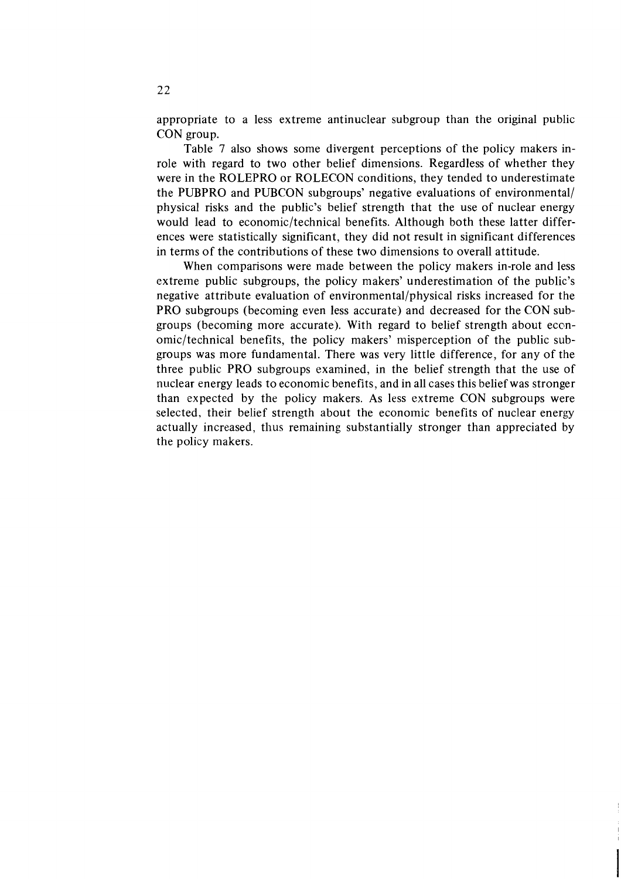appropriate to a less extreme antinuclear subgroup than the original public CON group.

Table 7 also shows some divergent perceptions of the policy makers in-role with regard to two other belief dimensions. Regardless of whether they were in the ROLEPRO or ROLECON conditions, they tended to underestimate the PUBPRO and PUBCON subgroups' negative evaluations of environmental/physical risks and the public's belief strength that the use of nuclear energy would lead to economic/technical benefits. Although both these latter differences were statistically significant, they did not result in significant differences in terms of the contributions of these two dimensions to overall attitude.

When comparisons were made between the policy makers in-role and less extreme public subgroups, the policy makers' underestimation of the public's negative attribute evaluation of environmental/physical risks increased for the PRO subgroups (becoming even less accurate) and decreased for the CON subgroups (becoming more accurate). With regard to belief strength about economic/technical benefits, the policy makers' misperception of the public subgroups was more fundamental. There was very little difference, for any of the three public PRO subgroups examined, in the belief strength that the use of nuclear energy leads to economic benefits, and in all cases this belief was stronger than expected by the policy makers. As less extreme CON subgroups were selected, their belief strength about the economic benefits of nuclear energy actually increased, thus remaining substantially stronger than appreciated by the policy makers.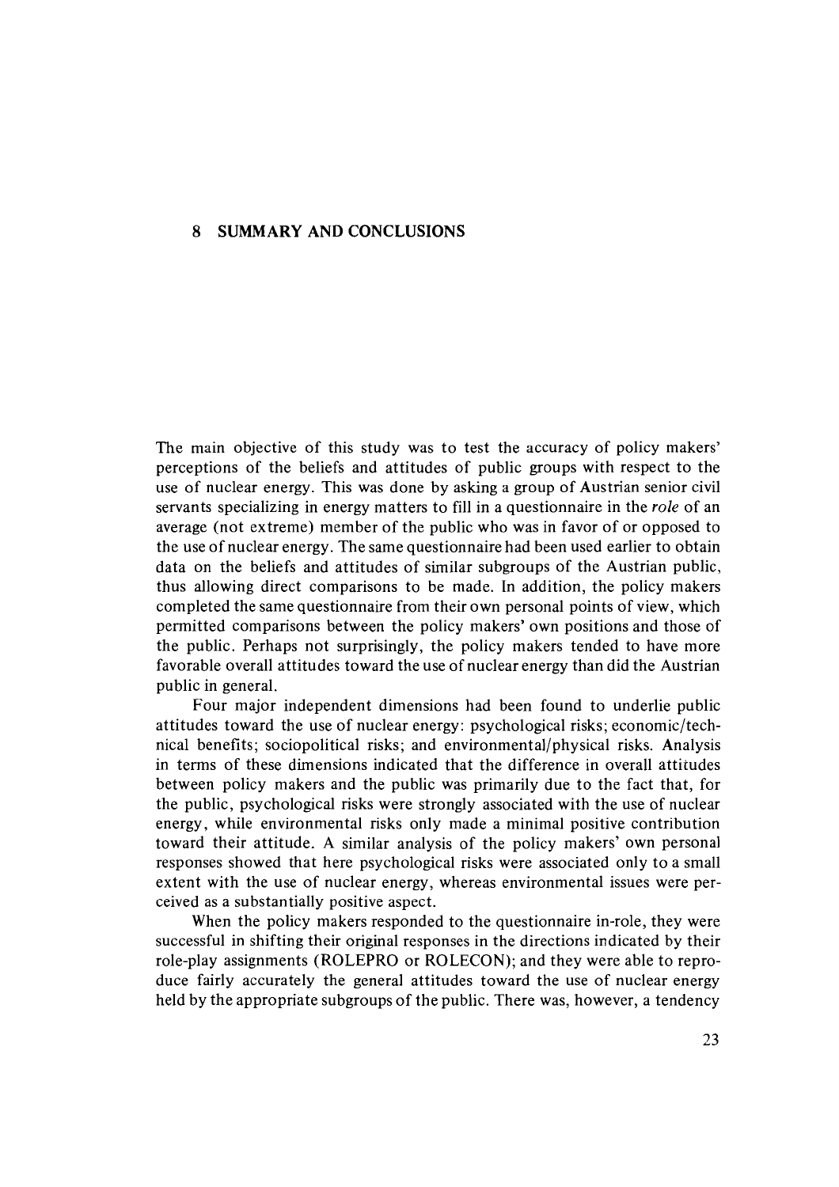# 8 SUMMARY AND CONCLUSIONS

The main objective of this study was to test the accuracy of policy makers' perceptions of the beliefs and attitudes of public groups with respect to the use of nuclear energy. This was done by asking a group of Austrian senior civil servants specializing in energy matters to fill in a questionnaire in the *role* of an average (not extreme) member of the public who was in favor of or opposed to the use of nuclear energy. The same questionnaire had been used earlier to obtain data on the beliefs and attitudes of similar subgroups of the Austrian public, thus allowing direct comparisons to be made. In addition, the policy makers completed the same questionnaire from their own personal points of view, which permitted comparisons between the policy makers' own positions and those of the public. Perhaps not surprisingly, the policy makers tended to have more favorable overall attitudes toward the use of nuclear energy than did the Austrian public in general.

Four major independent dimensions had been found to underlie public attitudes toward the use of nuclear energy: psychological risks; economic/technical benefits; sociopolitical risks; and environmental/physical risks. Analysis in terms of these dimensions indicated that the difference in overall attitudes between policy makers and the public was primarily due to the fact that, for the public, psychological risks were strongly associated with the use of nuclear energy, while environmental risks only made a minimal positive contribution toward their attitude. A similar analysis of the policy makers' own personal responses showed that here psychological risks were associated only to a small extent with the use of nuclear energy, whereas environmental issues were perceived as a substantially positive aspect.

When the policy makers responded to the questionnaire in-role, they were successful in shifting their original responses in the directions indicated by their role-play assignments (ROLEPRO or ROLECON); and they were able to reproduce fairly accurately the general attitudes toward the use of nuclear energy held by the appropriate subgroups of the public. There was, however, a tendency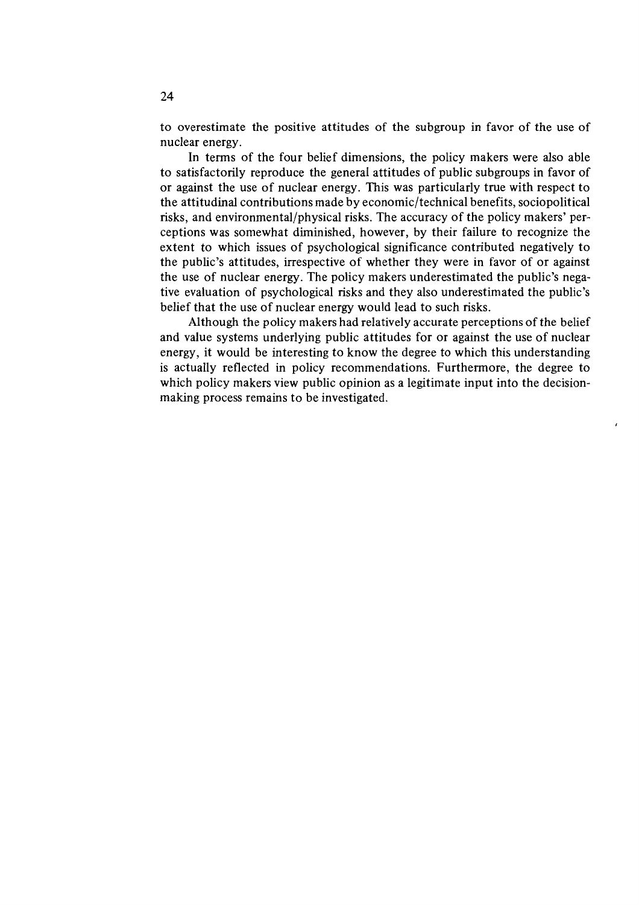to overestimate the positive attitudes of the subgroup in favor of the use of nuclear energy.

In terms of the four belief dimensions, the policy makers were also able to satisfactorily reproduce the general attitudes of public subgroups in favor of or against the use of nuclear energy. This was particularly true with respect to the attitudinal contributions made by economic/technical benefits, sociopolitical risks, and environmental/physical risks. The accuracy of the policy makers' perceptions was somewhat diminished, however, by their failure to recognize the extent to which issues of psychological significance contributed negatively to the public's attitudes, irrespective of whether they were in favor of or against the use of nuclear energy. The policy makers underestimated the public's negative evaluation of psychological risks and they also underestimated the public's belief that the use of nuclear energy would lead to such risks.

Although the policy makers had relatively accurate perceptions of the belief and value systems underlying public attitudes for or against the use of nuclear energy, it would be interesting to know the degree to which this understanding is actually reflected in policy recommendations. Furthermore, the degree to which policy makers view public opinion as a legitimate input into the decision-making process remains to be investigated.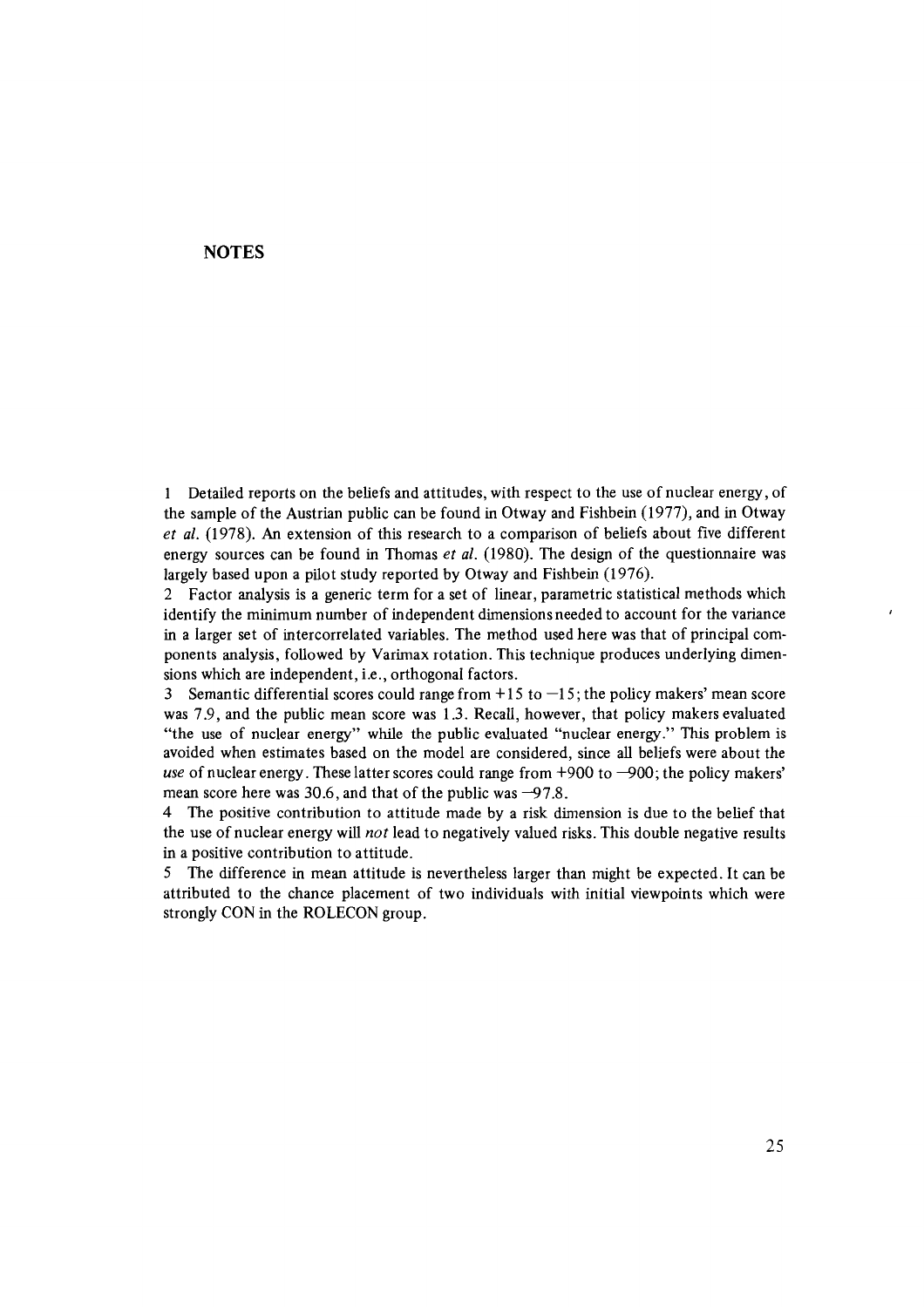## NOTES

1 Detailed reports on the beliefs and attitudes, with respect to the use of nuclear energy, of the sample of the Austrian public can be found in Otway and Fishbein (1977), and in Otway *et al.* (1978). An extension of this research to a comparison of beliefs about five different energy sources can be found in Thomas *et al.* (1980). The design of the questionnaire was largely based upon a pilot study reported by Otway and Fishbein (1976).

2 Factor analysis is a generic term for a set of linear, parametric statistical methods which identify the minimum number of independent dimensions needed to account for the variance in a larger set of intercorrelated variables. The method used here was that of principal components analysis, followed by Varimax rotation. This technique produces underlying dimensions which are independent, i.e., orthogonal factors.

3 Semantic differential scores could range from +15 to −15; the policy makers' mean score was 7.9, and the public mean score was 1.3. Recall, however, that policy makers evaluated "the use of nuclear energy" while the public evaluated "nuclear energy." This problem is avoided when estimates based on the model are considered, since all beliefs were about the *use* of nuclear energy. These latter scores could range from +900 to −900; the policy makers' mean score here was 30.6, and that of the public was −97.8.

4 The positive contribution to attitude made by a risk dimension is due to the belief that the use of nuclear energy will *not* lead to negatively valued risks. This double negative results in a positive contribution to attitude.

5 The difference in mean attitude is nevertheless larger than might be expected. It can be attributed to the chance placement of two individuals with initial viewpoints which were strongly CON in the ROLECON group.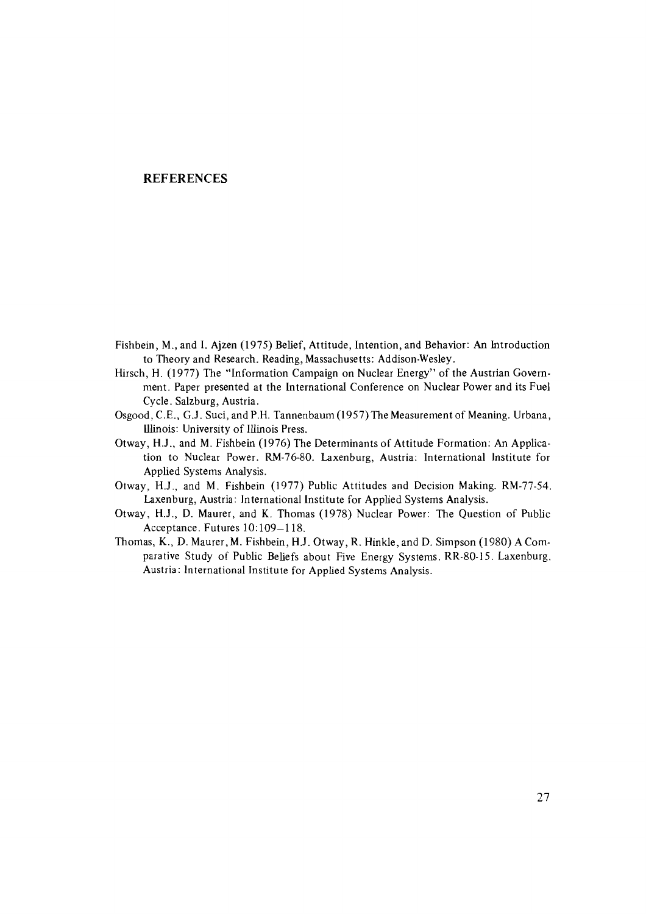## REFERENCES

Fishbein, M., and I. Ajzen (1975) Belief, Attitude, Intention, and Behavior: An Introduction to Theory and Research. Reading, Massachusetts: Addison-Wesley.

Hirsch, H. (1977) The "Information Campaign on Nuclear Energy" of the Austrian Government. Paper presented at the International Conference on Nuclear Power and its Fuel Cycle. Salzburg, Austria.

Osgood, C.E., G.J. Suci, and P.H. Tannenbaum (1957) The Measurement of Meaning. Urbana, Illinois: University of Illinois Press.

Otway, H.J., and M. Fishbein (1976) The Determinants of Attitude Formation: An Application to Nuclear Power. RM-76-80. Laxenburg, Austria: International Institute for Applied Systems Analysis.

Otway, H.J., and M. Fishbein (1977) Public Attitudes and Decision Making. RM-77-54. Laxenburg, Austria: International Institute for Applied Systems Analysis.

Otway, H.J., D. Maurer, and K. Thomas (1978) Nuclear Power: The Question of Public Acceptance. Futures 10:109–118.

Thomas, K., D. Maurer, M. Fishbein, H.J. Otway, R. Hinkle, and D. Simpson (1980) A Comparative Study of Public Beliefs about Five Energy Systems. RR-80-15. Laxenburg, Austria: International Institute for Applied Systems Analysis.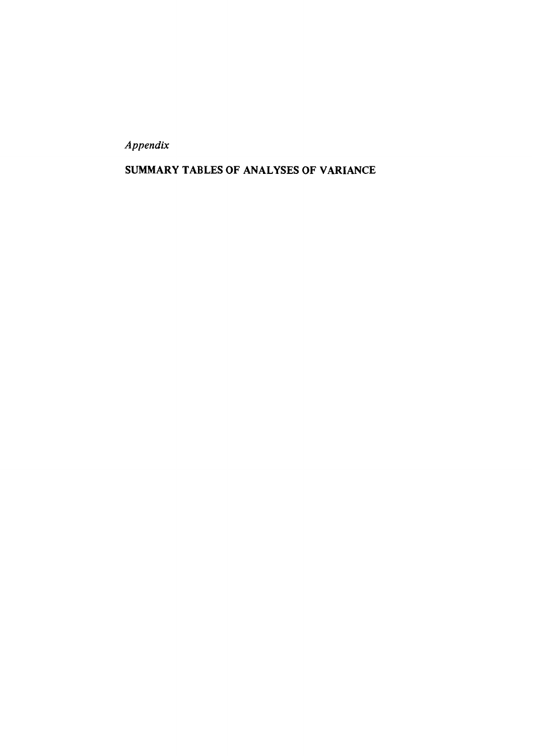*Appendix*

# SUMMARY TABLES OF ANALYSES OF VARIANCE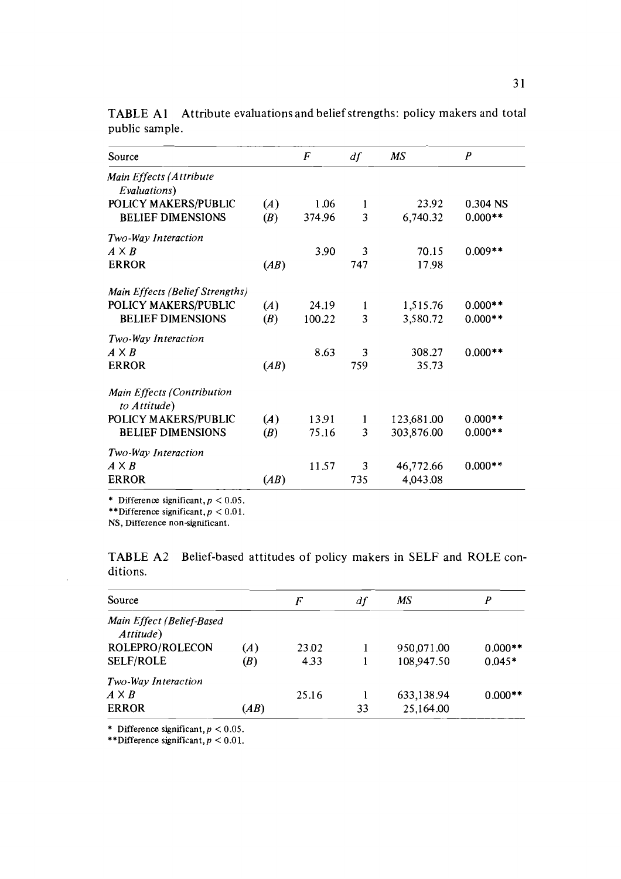TABLE A1 Attribute evaluations and belief strengths: policy makers and total public sample.

| Source | | $F$ | $df$ | $MS$ | $P$ |
|---|---|---|---|---|---|
| *Main Effects (Attribute Evaluations)* | | | | | |
| POLICY MAKERS/PUBLIC | ($A$) | 1.06 | 1 | 23.92 | 0.304 NS |
| BELIEF DIMENSIONS | ($B$) | 374.96 | 3 | 6,740.32 | 0.000** |
| *Two-Way Interaction* | | | | | |
| $A \times B$ | | 3.90 | 3 | 70.15 | 0.009** |
| ERROR | ($AB$) | | 747 | 17.98 | |
| *Main Effects (Belief Strengths)* | | | | | |
| POLICY MAKERS/PUBLIC | ($A$) | 24.19 | 1 | 1,515.76 | 0.000** |
| BELIEF DIMENSIONS | ($B$) | 100.22 | 3 | 3,580.72 | 0.000** |
| *Two-Way Interaction* | | | | | |
| $A \times B$ | | 8.63 | 3 | 308.27 | 0.000** |
| ERROR | ($AB$) | | 759 | 35.73 | |
| *Main Effects (Contribution to Attitude)* | | | | | |
| POLICY MAKERS/PUBLIC | ($A$) | 13.91 | 1 | 123,681.00 | 0.000** |
| BELIEF DIMENSIONS | ($B$) | 75.16 | 3 | 303,876.00 | 0.000** |
| *Two-Way Interaction* | | | | | |
| $A \times B$ | | 11.57 | 3 | 46,772.66 | 0.000** |
| ERROR | ($AB$) | | 735 | 4,043.08 | |

\* Difference significant, $p < 0.05$.
\*\*Difference significant, $p < 0.01$.
NS, Difference non-significant.

TABLE A2 Belief-based attitudes of policy makers in SELF and ROLE conditions.

| Source | | $F$ | $df$ | $MS$ | $P$ |
|---|---|---|---|---|---|
| *Main Effect (Belief-Based Attitude)* | | | | | |
| ROLEPRO/ROLECON | ($A$) | 23.02 | 1 | 950,071.00 | 0.000** |
| SELF/ROLE | ($B$) | 4.33 | 1 | 108,947.50 | 0.045* |
| *Two-Way Interaction* | | | | | |
| $A \times B$ | | 25.16 | 1 | 633,138.94 | 0.000** |
| ERROR | ($AB$) | | 33 | 25,164.00 | |

\* Difference significant, $p < 0.05$.
\*\*Difference significant, $p < 0.01$.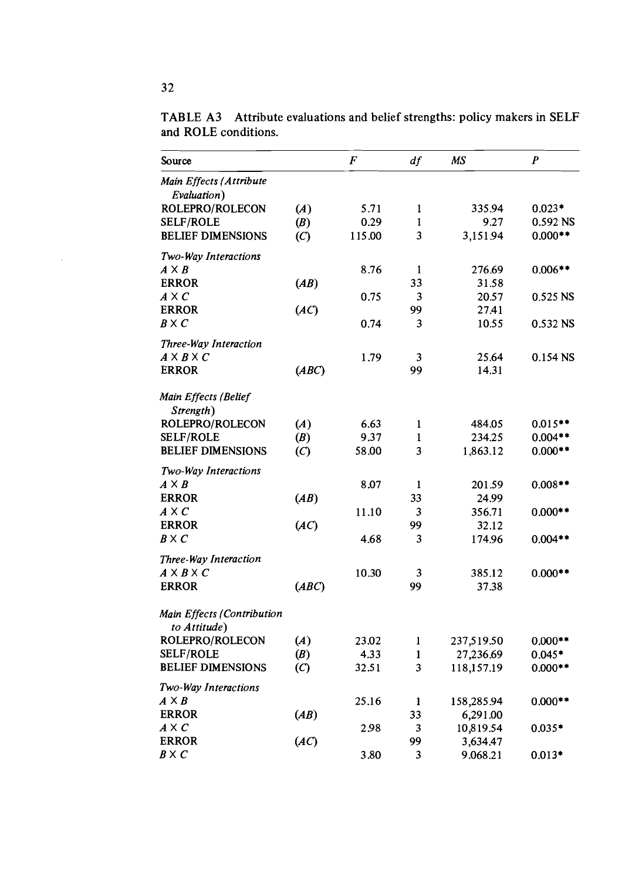TABLE A3 Attribute evaluations and belief strengths: policy makers in SELF and ROLE conditions.

| Source | | $F$ | $df$ | $MS$ | $P$ |
|---|---|---|---|---|---|
| *Main Effects (Attribute Evaluation)* | | | | | |
| ROLEPRO/ROLECON | $(A)$ | 5.71 | 1 | 335.94 | 0.023* |
| SELF/ROLE | $(B)$ | 0.29 | 1 | 9.27 | 0.592 NS |
| BELIEF DIMENSIONS | $(C)$ | 115.00 | 3 | 3,151.94 | 0.000** |
| *Two-Way Interactions* | | | | | |
| $A \times B$ | | 8.76 | 1 | 276.69 | 0.006** |
| ERROR | $(AB)$ | | 33 | 31.58 | |
| $A \times C$ | | 0.75 | 3 | 20.57 | 0.525 NS |
| ERROR | $(AC)$ | | 99 | 27.41 | |
| $B \times C$ | | 0.74 | 3 | 10.55 | 0.532 NS |
| *Three-Way Interaction* | | | | | |
| $A \times B \times C$ | | 1.79 | 3 | 25.64 | 0.154 NS |
| ERROR | $(ABC)$ | | 99 | 14.31 | |
| *Main Effects (Belief Strength)* | | | | | |
| ROLEPRO/ROLECON | $(A)$ | 6.63 | 1 | 484.05 | 0.015** |
| SELF/ROLE | $(B)$ | 9.37 | 1 | 234.25 | 0.004** |
| BELIEF DIMENSIONS | $(C)$ | 58.00 | 3 | 1,863.12 | 0.000** |
| *Two-Way Interactions* | | | | | |
| $A \times B$ | | 8.07 | 1 | 201.59 | 0.008** |
| ERROR | $(AB)$ | | 33 | 24.99 | |
| $A \times C$ | | 11.10 | 3 | 356.71 | 0.000** |
| ERROR | $(AC)$ | | 99 | 32.12 | |
| $B \times C$ | | 4.68 | 3 | 174.96 | 0.004** |
| *Three-Way Interaction* | | | | | |
| $A \times B \times C$ | | 10.30 | 3 | 385.12 | 0.000** |
| ERROR | $(ABC)$ | | 99 | 37.38 | |
| *Main Effects (Contribution to Attitude)* | | | | | |
| ROLEPRO/ROLECON | $(A)$ | 23.02 | 1 | 237,519.50 | 0.000** |
| SELF/ROLE | $(B)$ | 4.33 | 1 | 27,236.69 | 0.045* |
| BELIEF DIMENSIONS | $(C)$ | 32.51 | 3 | 118,157.19 | 0.000** |
| *Two-Way Interactions* | | | | | |
| $A \times B$ | | 25.16 | 1 | 158,285.94 | 0.000** |
| ERROR | $(AB)$ | | 33 | 6,291.00 | |
| $A \times C$ | | 2.98 | 3 | 10,819.54 | 0.035* |
| ERROR | $(AC)$ | | 99 | 3,634.47 | |
| $B \times C$ | | 3.80 | 3 | 9.068.21 | 0.013* |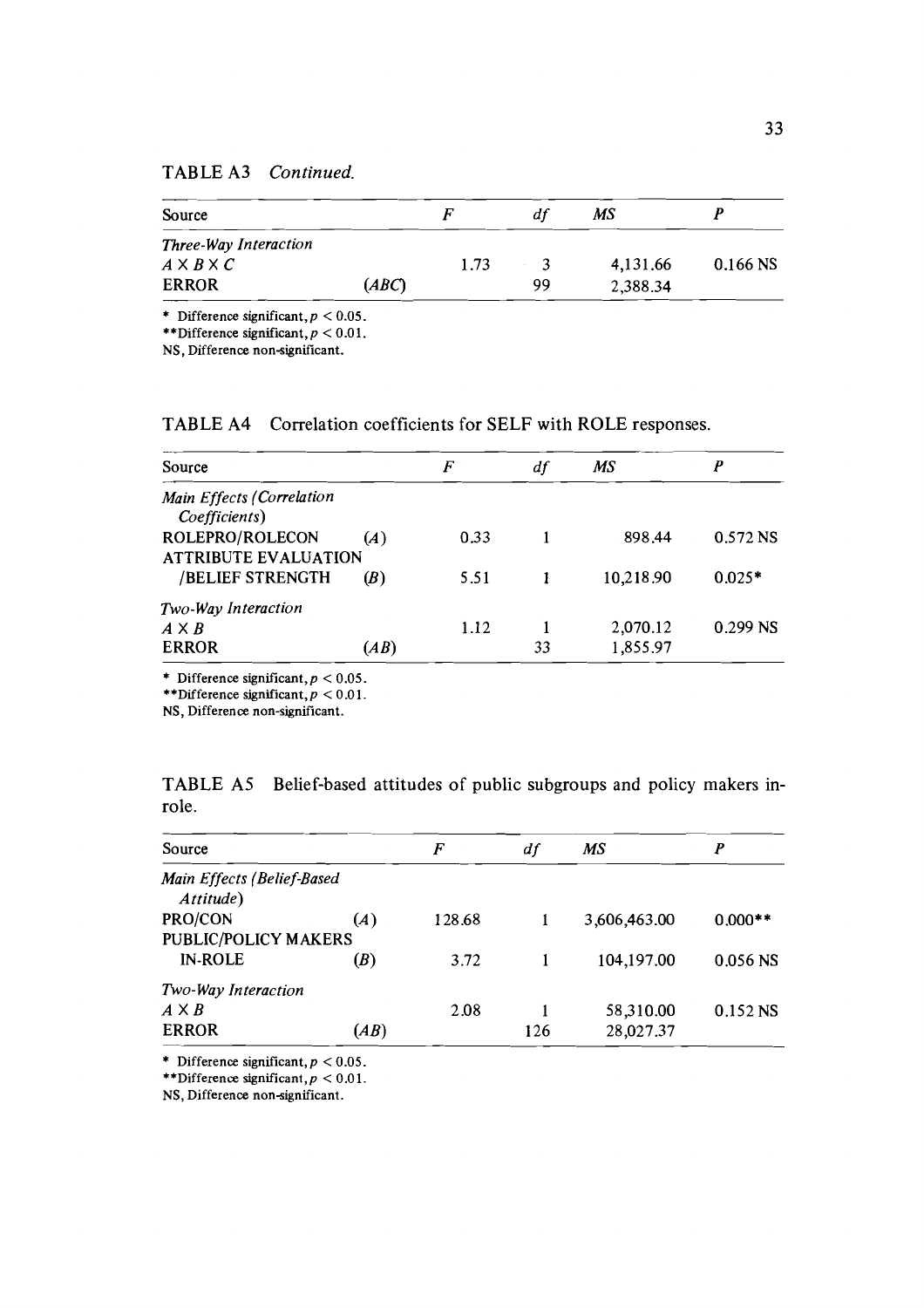TABLE A3 *Continued.*

| Source | | $F$ | $df$ | $MS$ | $P$ |
|---|---|---|---|---|---|
| *Three-Way Interaction* | | | | | |
| $A \times B \times C$ | | 1.73 | 3 | 4,131.66 | 0.166 NS |
| ERROR | $(ABC)$ | | 99 | 2,388.34 | |

\* Difference significant, $p < 0.05$.
\*\*Difference significant, $p < 0.01$.
NS, Difference non-significant.

TABLE A4 Correlation coefficients for SELF with ROLE responses.

| Source | | $F$ | $df$ | $MS$ | $P$ |
|---|---|---|---|---|---|
| *Main Effects (Correlation Coefficients)* | | | | | |
| ROLEPRO/ROLECON | $(A)$ | 0.33 | 1 | 898.44 | 0.572 NS |
| ATTRIBUTE EVALUATION /BELIEF STRENGTH | $(B)$ | 5.51 | 1 | 10,218.90 | 0.025* |
| *Two-Way Interaction* | | | | | |
| $A \times B$ | | 1.12 | 1 | 2,070.12 | 0.299 NS |
| ERROR | $(AB)$ | | 33 | 1,855.97 | |

\* Difference significant, $p < 0.05$.
\*\*Difference significant, $p < 0.01$.
NS, Difference non-significant.

TABLE A5 Belief-based attitudes of public subgroups and policy makers in-role.

| Source | | $F$ | $df$ | $MS$ | $P$ |
|---|---|---|---|---|---|
| *Main Effects (Belief-Based Attitude)* | | | | | |
| PRO/CON | $(A)$ | 128.68 | 1 | 3,606,463.00 | 0.000** |
| PUBLIC/POLICY MAKERS IN-ROLE | $(B)$ | 3.72 | 1 | 104,197.00 | 0.056 NS |
| *Two-Way Interaction* | | | | | |
| $A \times B$ | | 2.08 | 1 | 58,310.00 | 0.152 NS |
| ERROR | $(AB)$ | | 126 | 28,027.37 | |

\* Difference significant, $p < 0.05$.
\*\*Difference significant, $p < 0.01$.
NS, Difference non-significant.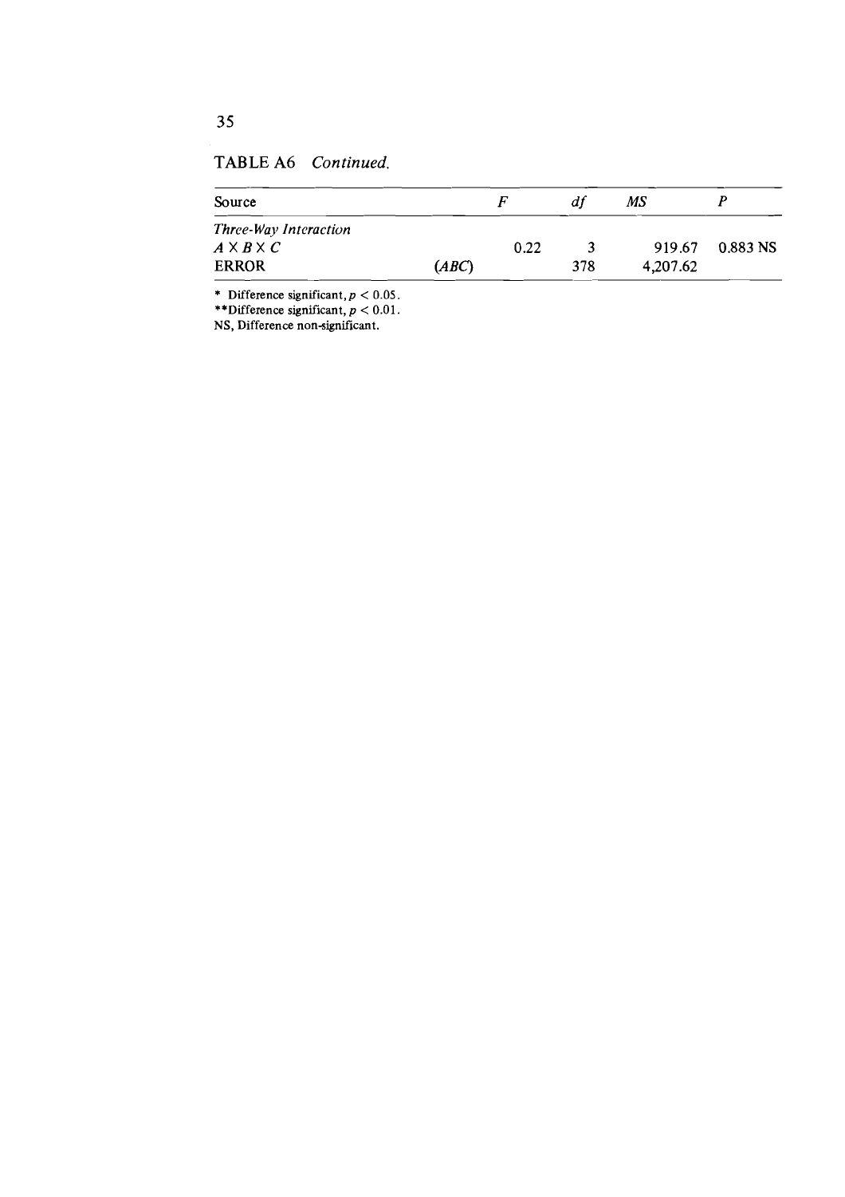TABLE A6 *Continued.*

| Source | | *F* | *df* | *MS* | *P* |
|---|---|---|---|---|---|
| *Three-Way Interaction* | | | | | |
| $A \times B \times C$ | | 0.22 | 3 | 919.67 | 0.883 NS |
| ERROR | (*ABC*) | | 378 | 4,207.62 | |

\* Difference significant, $p < 0.05$.
\*\*Difference significant, $p < 0.01$.
NS, Difference non-significant.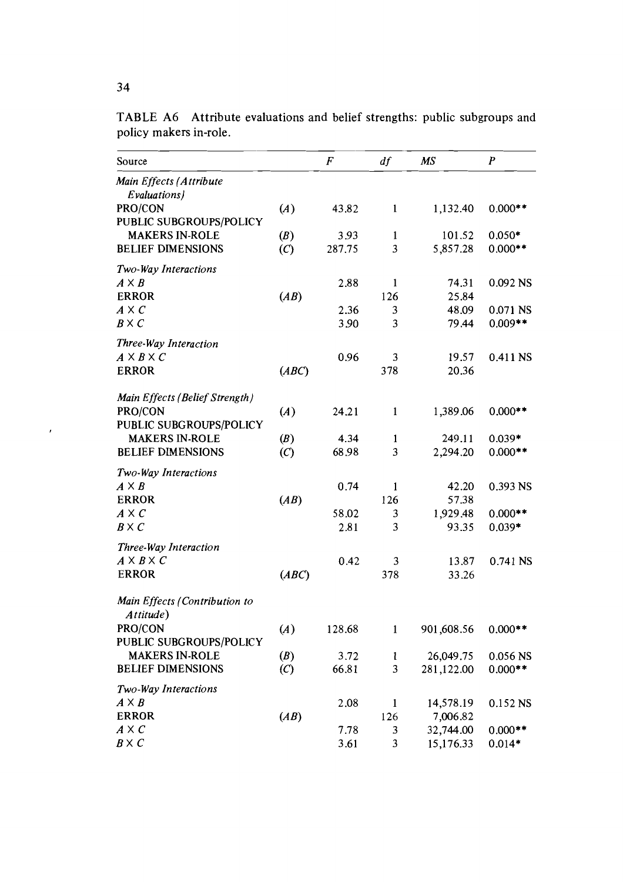TABLE A6 Attribute evaluations and belief strengths: public subgroups and policy makers in-role.

| Source | | $F$ | $df$ | $MS$ | $P$ |
|---|---|---|---|---|---|
| *Main Effects (Attribute Evaluations)* | | | | | |
| PRO/CON | $(A)$ | 43.82 | 1 | 1,132.40 | 0.000** |
| PUBLIC SUBGROUPS/POLICY MAKERS IN-ROLE | $(B)$ | 3.93 | 1 | 101.52 | 0.050* |
| BELIEF DIMENSIONS | $(C)$ | 287.75 | 3 | 5,857.28 | 0.000** |
| *Two-Way Interactions* | | | | | |
| $A \times B$ | | 2.88 | 1 | 74.31 | 0.092 NS |
| ERROR | $(AB)$ | | 126 | 25.84 | |
| $A \times C$ | | 2.36 | 3 | 48.09 | 0.071 NS |
| $B \times C$ | | 3.90 | 3 | 79.44 | 0.009** |
| *Three-Way Interaction* | | | | | |
| $A \times B \times C$ | | 0.96 | 3 | 19.57 | 0.411 NS |
| ERROR | $(ABC)$ | | 378 | 20.36 | |
| *Main Effects (Belief Strength)* | | | | | |
| PRO/CON | $(A)$ | 24.21 | 1 | 1,389.06 | 0.000** |
| PUBLIC SUBGROUPS/POLICY MAKERS IN-ROLE | $(B)$ | 4.34 | 1 | 249.11 | 0.039* |
| BELIEF DIMENSIONS | $(C)$ | 68.98 | 3 | 2,294.20 | 0.000** |
| *Two-Way Interactions* | | | | | |
| $A \times B$ | | 0.74 | 1 | 42.20 | 0.393 NS |
| ERROR | $(AB)$ | | 126 | 57.38 | |
| $A \times C$ | | 58.02 | 3 | 1,929.48 | 0.000** |
| $B \times C$ | | 2.81 | 3 | 93.35 | 0.039* |
| *Three-Way Interaction* | | | | | |
| $A \times B \times C$ | | 0.42 | 3 | 13.87 | 0.741 NS |
| ERROR | $(ABC)$ | | 378 | 33.26 | |
| *Main Effects (Contribution to Attitude)* | | | | | |
| PRO/CON | $(A)$ | 128.68 | 1 | 901,608.56 | 0.000** |
| PUBLIC SUBGROUPS/POLICY MAKERS IN-ROLE | $(B)$ | 3.72 | 1 | 26,049.75 | 0.056 NS |
| BELIEF DIMENSIONS | $(C)$ | 66.81 | 3 | 281,122.00 | 0.000** |
| *Two-Way Interactions* | | | | | |
| $A \times B$ | | 2.08 | 1 | 14,578.19 | 0.152 NS |
| ERROR | $(AB)$ | | 126 | 7,006.82 | |
| $A \times C$ | | 7.78 | 3 | 32,744.00 | 0.000** |
| $B \times C$ | | 3.61 | 3 | 15,176.33 | 0.014* |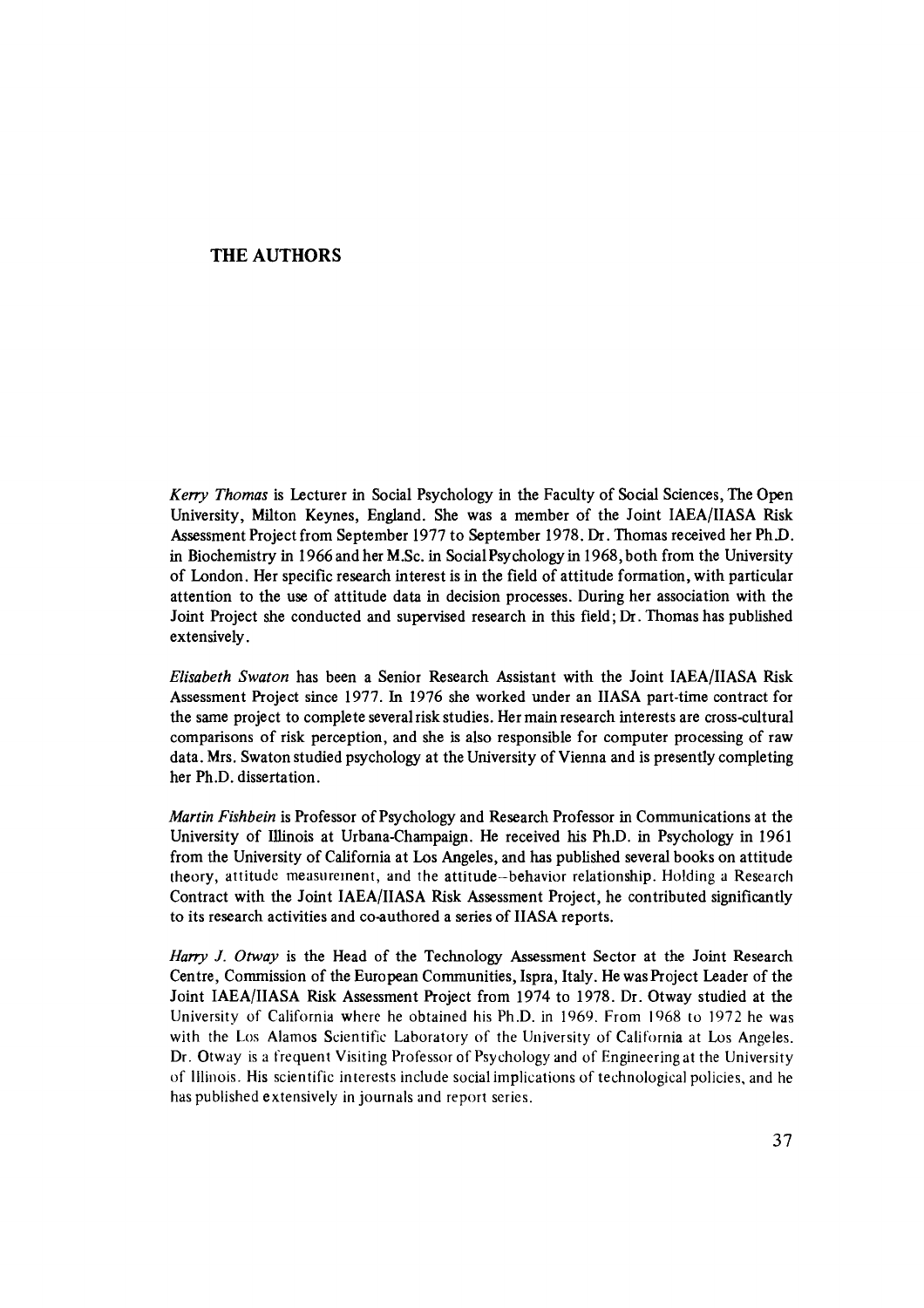# THE AUTHORS

*Kerry Thomas* is Lecturer in Social Psychology in the Faculty of Social Sciences, The Open University, Milton Keynes, England. She was a member of the Joint IAEA/IIASA Risk Assessment Project from September 1977 to September 1978. Dr. Thomas received her Ph.D. in Biochemistry in 1966 and her M.Sc. in Social Psychology in 1968, both from the University of London. Her specific research interest is in the field of attitude formation, with particular attention to the use of attitude data in decision processes. During her association with the Joint Project she conducted and supervised research in this field; Dr. Thomas has published extensively.

*Elisabeth Swaton* has been a Senior Research Assistant with the Joint IAEA/IIASA Risk Assessment Project since 1977. In 1976 she worked under an IIASA part-time contract for the same project to complete several risk studies. Her main research interests are cross-cultural comparisons of risk perception, and she is also responsible for computer processing of raw data. Mrs. Swaton studied psychology at the University of Vienna and is presently completing her Ph.D. dissertation.

*Martin Fishbein* is Professor of Psychology and Research Professor in Communications at the University of Illinois at Urbana-Champaign. He received his Ph.D. in Psychology in 1961 from the University of California at Los Angeles, and has published several books on attitude theory, attitude measurement, and the attitude–behavior relationship. Holding a Research Contract with the Joint IAEA/IIASA Risk Assessment Project, he contributed significantly to its research activities and co-authored a series of IIASA reports.

*Harry J. Otway* is the Head of the Technology Assessment Sector at the Joint Research Centre, Commission of the European Communities, Ispra, Italy. He was Project Leader of the Joint IAEA/IIASA Risk Assessment Project from 1974 to 1978. Dr. Otway studied at the University of California where he obtained his Ph.D. in 1969. From 1968 to 1972 he was with the Los Alamos Scientific Laboratory of the University of California at Los Angeles. Dr. Otway is a frequent Visiting Professor of Psychology and of Engineering at the University of Illinois. His scientific interests include social implications of technological policies, and he has published extensively in journals and report series.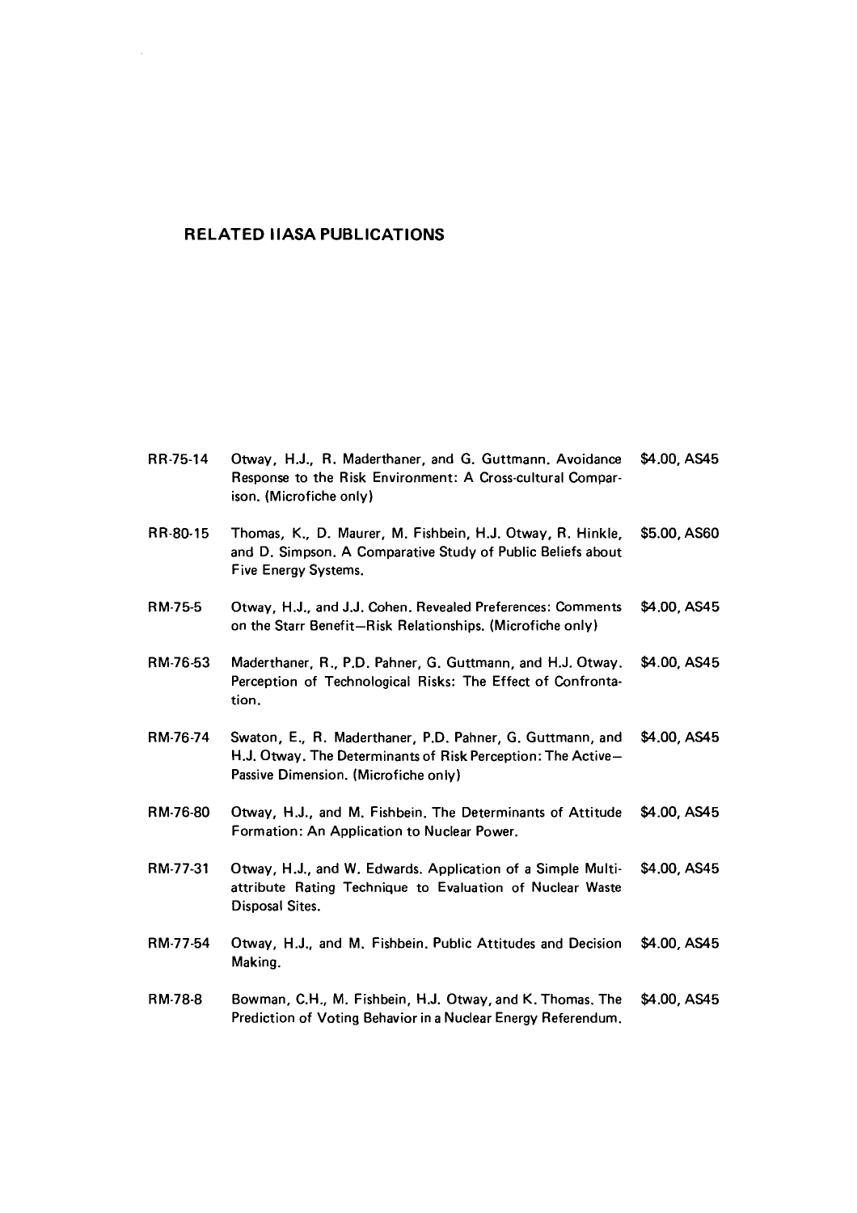## RELATED IIASA PUBLICATIONS

| | | |
|---|---|---|
| RR-75-14 | Otway, H.J., R. Maderthaner, and G. Guttmann. Avoidance Response to the Risk Environment: A Cross-cultural Comparison. (Microfiche only) | \$4.00, AS45 |
| RR-80-15 | Thomas, K., D. Maurer, M. Fishbein, H.J. Otway, R. Hinkle, and D. Simpson. A Comparative Study of Public Beliefs about Five Energy Systems. | \$5.00, AS60 |
| RM-75-5 | Otway, H.J., and J.J. Cohen. Revealed Preferences: Comments on the Starr Benefit–Risk Relationships. (Microfiche only) | \$4.00, AS45 |
| RM-76-53 | Maderthaner, R., P.D. Pahner, G. Guttmann, and H.J. Otway. Perception of Technological Risks: The Effect of Confrontation. | \$4.00, AS45 |
| RM-76-74 | Swaton, E., R. Maderthaner, P.D. Pahner, G. Guttmann, and H.J. Otway. The Determinants of Risk Perception: The Active–Passive Dimension. (Microfiche only) | \$4.00, AS45 |
| RM-76-80 | Otway, H.J., and M. Fishbein. The Determinants of Attitude Formation: An Application to Nuclear Power. | \$4.00, AS45 |
| RM-77-31 | Otway, H.J., and W. Edwards. Application of a Simple Multiattribute Rating Technique to Evaluation of Nuclear Waste Disposal Sites. | \$4.00, AS45 |
| RM-77-54 | Otway, H.J., and M. Fishbein. Public Attitudes and Decision Making. | \$4.00, AS45 |
| RM-78-8 | Bowman, C.H., M. Fishbein, H.J. Otway, and K. Thomas. The Prediction of Voting Behavior in a Nuclear Energy Referendum. | \$4.00, AS45 |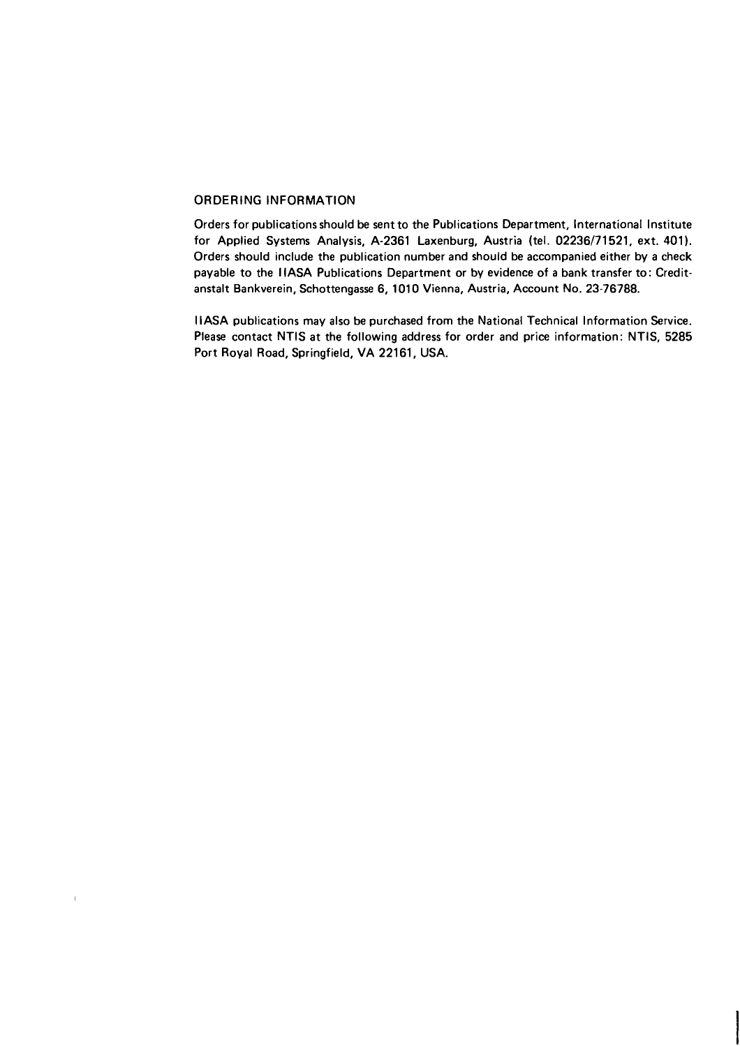## ORDERING INFORMATION

Orders for publications should be sent to the Publications Department, International Institute for Applied Systems Analysis, A-2361 Laxenburg, Austria (tel. 02236/71521, ext. 401). Orders should include the publication number and should be accompanied either by a check payable to the IIASA Publications Department or by evidence of a bank transfer to: Creditanstalt Bankverein, Schottengasse 6, 1010 Vienna, Austria, Account No. 23-76788.

IIASA publications may also be purchased from the National Technical Information Service. Please contact NTIS at the following address for order and price information: NTIS, 5285 Port Royal Road, Springfield, VA 22161, USA.